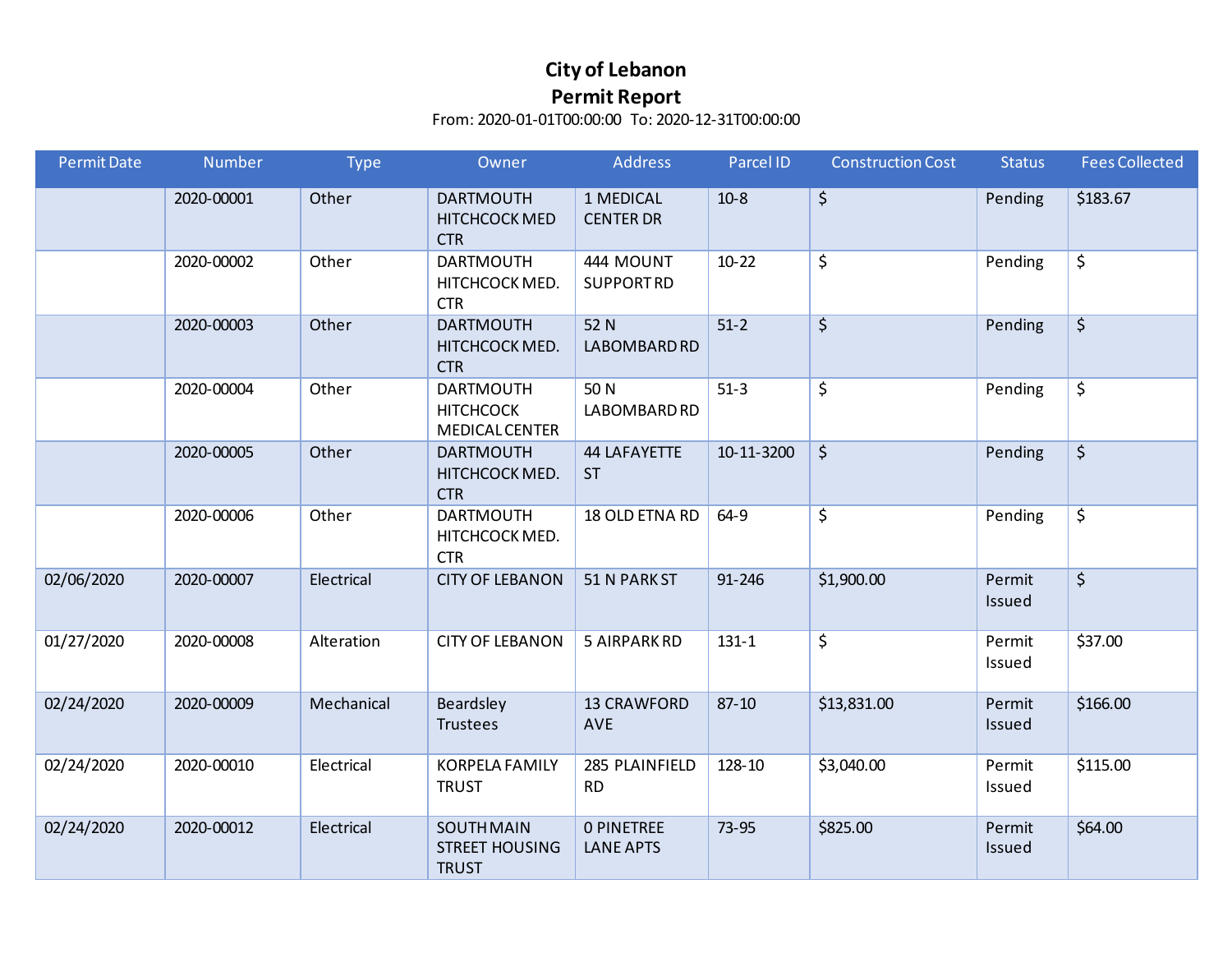# City of Lebanon
## Permit Report

From: 2020-01-01T00:00:00 To: 2020-12-31T00:00:00

| Permit Date | Number | Type | Owner | Address | Parcel ID | Construction Cost | Status | Fees Collected |
|---|---|---|---|---|---|---|---|---|
| | 2020-00001 | Other | DARTMOUTH HITCHCOCK MED CTR | 1 MEDICAL CENTER DR | 10-8 | $ | Pending | $183.67 |
| | 2020-00002 | Other | DARTMOUTH HITCHCOCK MED. CTR | 444 MOUNT SUPPORT RD | 10-22 | $ | Pending | $ |
| | 2020-00003 | Other | DARTMOUTH HITCHCOCK MED. CTR | 52 N LABOMBARD RD | 51-2 | $ | Pending | $ |
| | 2020-00004 | Other | DARTMOUTH HITCHCOCK MEDICAL CENTER | 50 N LABOMBARD RD | 51-3 | $ | Pending | $ |
| | 2020-00005 | Other | DARTMOUTH HITCHCOCK MED. CTR | 44 LAFAYETTE ST | 10-11-3200 | $ | Pending | $ |
| | 2020-00006 | Other | DARTMOUTH HITCHCOCK MED. CTR | 18 OLD ETNA RD | 64-9 | $ | Pending | $ |
| 02/06/2020 | 2020-00007 | Electrical | CITY OF LEBANON | 51 N PARK ST | 91-246 | $1,900.00 | Permit Issued | $ |
| 01/27/2020 | 2020-00008 | Alteration | CITY OF LEBANON | 5 AIRPARK RD | 131-1 | $ | Permit Issued | $37.00 |
| 02/24/2020 | 2020-00009 | Mechanical | Beardsley Trustees | 13 CRAWFORD AVE | 87-10 | $13,831.00 | Permit Issued | $166.00 |
| 02/24/2020 | 2020-00010 | Electrical | KORPELA FAMILY TRUST | 285 PLAINFIELD RD | 128-10 | $3,040.00 | Permit Issued | $115.00 |
| 02/24/2020 | 2020-00012 | Electrical | SOUTH MAIN STREET HOUSING TRUST | 0 PINETREE LANE APTS | 73-95 | $825.00 | Permit Issued | $64.00 |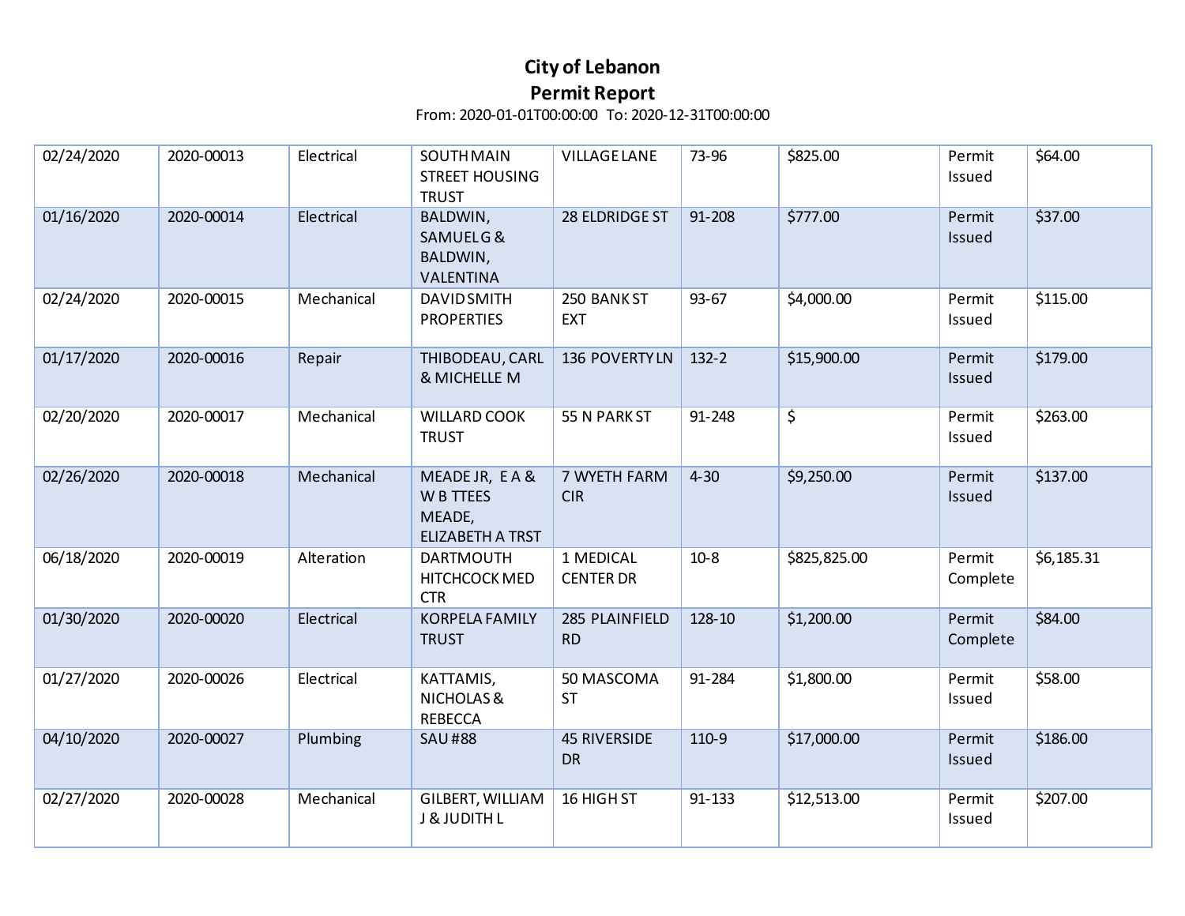# City of Lebanon
## Permit Report

From: 2020-01-01T00:00:00 To: 2020-12-31T00:00:00

| | | | | | | | | |
|---|---|---|---|---|---|---|---|---|
| 02/24/2020 | 2020-00013 | Electrical | SOUTH MAIN STREET HOUSING TRUST | VILLAGE LANE | 73-96 | $825.00 | Permit Issued | $64.00 |
| 01/16/2020 | 2020-00014 | Electrical | BALDWIN, SAMUEL G & BALDWIN, VALENTINA | 28 ELDRIDGE ST | 91-208 | $777.00 | Permit Issued | $37.00 |
| 02/24/2020 | 2020-00015 | Mechanical | DAVID SMITH PROPERTIES | 250 BANK ST EXT | 93-67 | $4,000.00 | Permit Issued | $115.00 |
| 01/17/2020 | 2020-00016 | Repair | THIBODEAU, CARL & MICHELLE M | 136 POVERTY LN | 132-2 | $15,900.00 | Permit Issued | $179.00 |
| 02/20/2020 | 2020-00017 | Mechanical | WILLARD COOK TRUST | 55 N PARK ST | 91-248 | $ | Permit Issued | $263.00 |
| 02/26/2020 | 2020-00018 | Mechanical | MEADE JR, E A & W B TTEES MEADE, ELIZABETH A TRST | 7 WYETH FARM CIR | 4-30 | $9,250.00 | Permit Issued | $137.00 |
| 06/18/2020 | 2020-00019 | Alteration | DARTMOUTH HITCHCOCK MED CTR | 1 MEDICAL CENTER DR | 10-8 | $825,825.00 | Permit Complete | $6,185.31 |
| 01/30/2020 | 2020-00020 | Electrical | KORPELA FAMILY TRUST | 285 PLAINFIELD RD | 128-10 | $1,200.00 | Permit Complete | $84.00 |
| 01/27/2020 | 2020-00026 | Electrical | KATTAMIS, NICHOLAS & REBECCA | 50 MASCOMA ST | 91-284 | $1,800.00 | Permit Issued | $58.00 |
| 04/10/2020 | 2020-00027 | Plumbing | SAU #88 | 45 RIVERSIDE DR | 110-9 | $17,000.00 | Permit Issued | $186.00 |
| 02/27/2020 | 2020-00028 | Mechanical | GILBERT, WILLIAM J & JUDITH L | 16 HIGH ST | 91-133 | $12,513.00 | Permit Issued | $207.00 |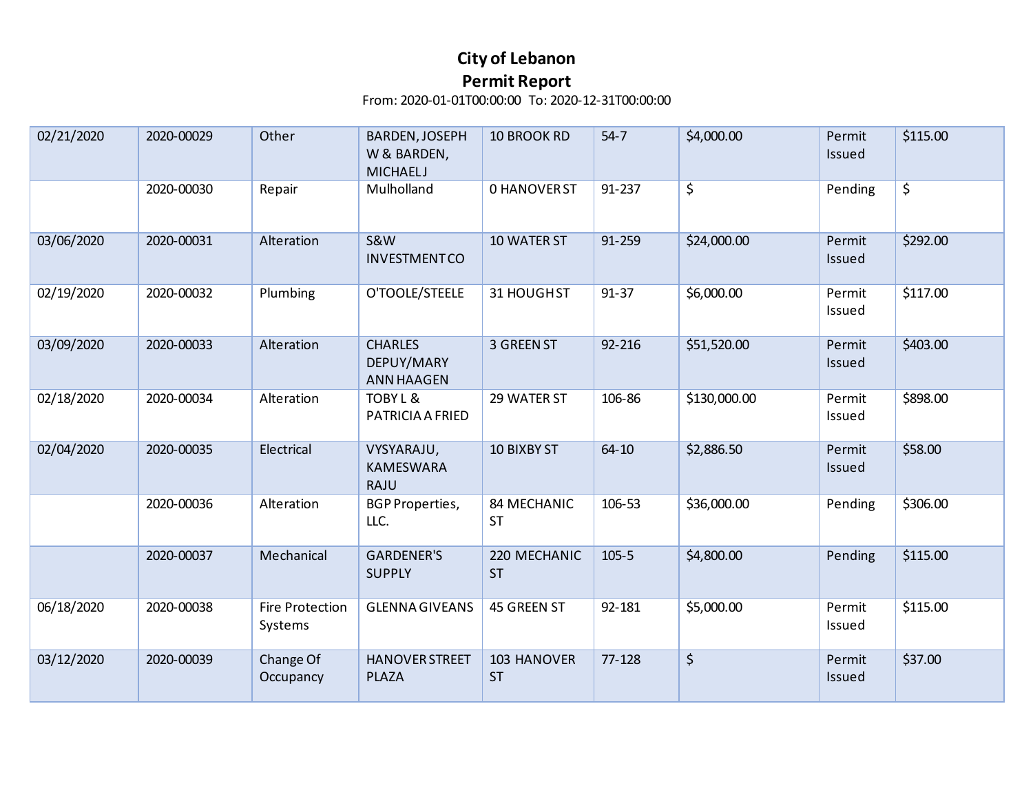# City of Lebanon

## Permit Report

From: 2020-01-01T00:00:00 To: 2020-12-31T00:00:00

| | | | | | | | | |
|---|---|---|---|---|---|---|---|---|
| 02/21/2020 | 2020-00029 | Other | BARDEN, JOSEPH W & BARDEN, MICHAEL J | 10 BROOK RD | 54-7 | $4,000.00 | Permit Issued | $115.00 |
| | 2020-00030 | Repair | Mulholland | 0 HANOVER ST | 91-237 | $ | Pending | $ |
| 03/06/2020 | 2020-00031 | Alteration | S&W INVESTMENT CO | 10 WATER ST | 91-259 | $24,000.00 | Permit Issued | $292.00 |
| 02/19/2020 | 2020-00032 | Plumbing | O'TOOLE/STEELE | 31 HOUGH ST | 91-37 | $6,000.00 | Permit Issued | $117.00 |
| 03/09/2020 | 2020-00033 | Alteration | CHARLES DEPUY/MARY ANN HAAGEN | 3 GREEN ST | 92-216 | $51,520.00 | Permit Issued | $403.00 |
| 02/18/2020 | 2020-00034 | Alteration | TOBY L & PATRICIA A FRIED | 29 WATER ST | 106-86 | $130,000.00 | Permit Issued | $898.00 |
| 02/04/2020 | 2020-00035 | Electrical | VYSYARAJU, KAMESWARA RAJU | 10 BIXBY ST | 64-10 | $2,886.50 | Permit Issued | $58.00 |
| | 2020-00036 | Alteration | BGP Properties, LLC. | 84 MECHANIC ST | 106-53 | $36,000.00 | Pending | $306.00 |
| | 2020-00037 | Mechanical | GARDENER'S SUPPLY | 220 MECHANIC ST | 105-5 | $4,800.00 | Pending | $115.00 |
| 06/18/2020 | 2020-00038 | Fire Protection Systems | GLENNA GIVEANS | 45 GREEN ST | 92-181 | $5,000.00 | Permit Issued | $115.00 |
| 03/12/2020 | 2020-00039 | Change Of Occupancy | HANOVER STREET PLAZA | 103 HANOVER ST | 77-128 | $ | Permit Issued | $37.00 |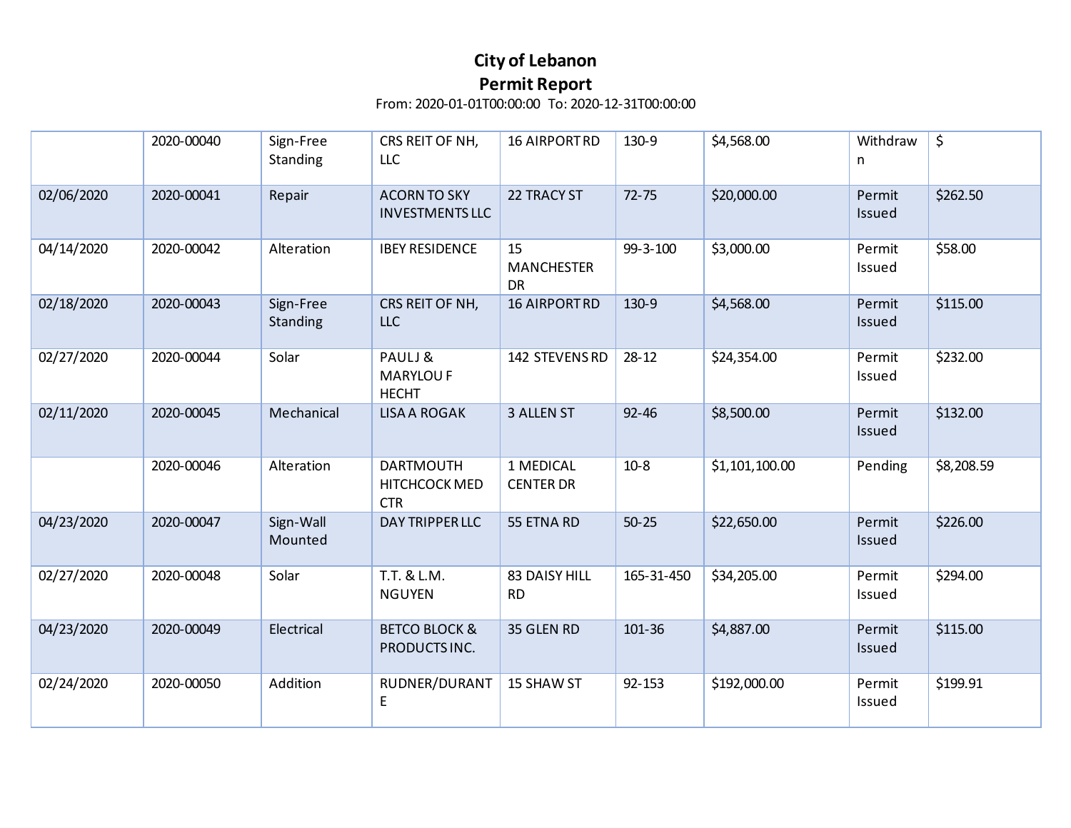# City of Lebanon
## Permit Report

From: 2020-01-01T00:00:00 To: 2020-12-31T00:00:00

| | | | | | | | | |
|---|---|---|---|---|---|---|---|---|
| | 2020-00040 | Sign-Free Standing | CRS REIT OF NH, LLC | 16 AIRPORT RD | 130-9 | $4,568.00 | Withdrawn | $ |
| 02/06/2020 | 2020-00041 | Repair | ACORN TO SKY INVESTMENTS LLC | 22 TRACY ST | 72-75 | $20,000.00 | Permit Issued | $262.50 |
| 04/14/2020 | 2020-00042 | Alteration | IBEY RESIDENCE | 15 MANCHESTER DR | 99-3-100 | $3,000.00 | Permit Issued | $58.00 |
| 02/18/2020 | 2020-00043 | Sign-Free Standing | CRS REIT OF NH, LLC | 16 AIRPORT RD | 130-9 | $4,568.00 | Permit Issued | $115.00 |
| 02/27/2020 | 2020-00044 | Solar | PAUL J & MARYLOU F HECHT | 142 STEVENS RD | 28-12 | $24,354.00 | Permit Issued | $232.00 |
| 02/11/2020 | 2020-00045 | Mechanical | LISA A ROGAK | 3 ALLEN ST | 92-46 | $8,500.00 | Permit Issued | $132.00 |
| | 2020-00046 | Alteration | DARTMOUTH HITCHCOCK MED CTR | 1 MEDICAL CENTER DR | 10-8 | $1,101,100.00 | Pending | $8,208.59 |
| 04/23/2020 | 2020-00047 | Sign-Wall Mounted | DAY TRIPPER LLC | 55 ETNA RD | 50-25 | $22,650.00 | Permit Issued | $226.00 |
| 02/27/2020 | 2020-00048 | Solar | T.T. & L.M. NGUYEN | 83 DAISY HILL RD | 165-31-450 | $34,205.00 | Permit Issued | $294.00 |
| 04/23/2020 | 2020-00049 | Electrical | BETCO BLOCK & PRODUCTS INC. | 35 GLEN RD | 101-36 | $4,887.00 | Permit Issued | $115.00 |
| 02/24/2020 | 2020-00050 | Addition | RUDNER/DURANTE | 15 SHAW ST | 92-153 | $192,000.00 | Permit Issued | $199.91 |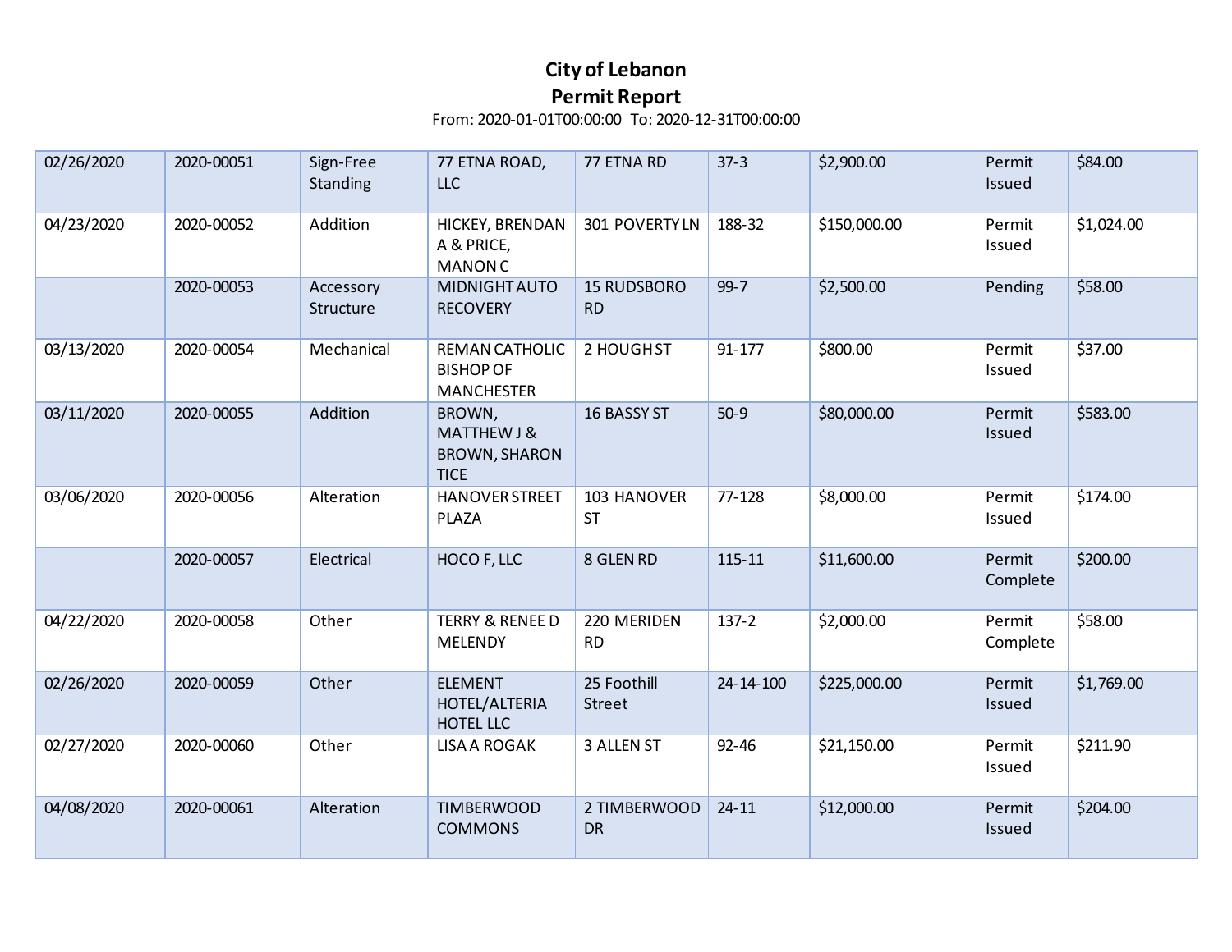# City of Lebanon

## Permit Report

From: 2020-01-01T00:00:00 To: 2020-12-31T00:00:00

| | | | | | | | | |
|---|---|---|---|---|---|---|---|---|
| 02/26/2020 | 2020-00051 | Sign-Free Standing | 77 ETNA ROAD, LLC | 77 ETNA RD | 37-3 | $2,900.00 | Permit Issued | $84.00 |
| 04/23/2020 | 2020-00052 | Addition | HICKEY, BRENDAN A & PRICE, MANON C | 301 POVERTY LN | 188-32 | $150,000.00 | Permit Issued | $1,024.00 |
| | 2020-00053 | Accessory Structure | MIDNIGHT AUTO RECOVERY | 15 RUDSBORO RD | 99-7 | $2,500.00 | Pending | $58.00 |
| 03/13/2020 | 2020-00054 | Mechanical | REMAN CATHOLIC BISHOP OF MANCHESTER | 2 HOUGH ST | 91-177 | $800.00 | Permit Issued | $37.00 |
| 03/11/2020 | 2020-00055 | Addition | BROWN, MATTHEW J & BROWN, SHARON TICE | 16 BASSY ST | 50-9 | $80,000.00 | Permit Issued | $583.00 |
| 03/06/2020 | 2020-00056 | Alteration | HANOVER STREET PLAZA | 103 HANOVER ST | 77-128 | $8,000.00 | Permit Issued | $174.00 |
| | 2020-00057 | Electrical | HOCO F, LLC | 8 GLEN RD | 115-11 | $11,600.00 | Permit Complete | $200.00 |
| 04/22/2020 | 2020-00058 | Other | TERRY & RENEE D MELENDY | 220 MERIDEN RD | 137-2 | $2,000.00 | Permit Complete | $58.00 |
| 02/26/2020 | 2020-00059 | Other | ELEMENT HOTEL/ALTERIA HOTEL LLC | 25 Foothill Street | 24-14-100 | $225,000.00 | Permit Issued | $1,769.00 |
| 02/27/2020 | 2020-00060 | Other | LISA A ROGAK | 3 ALLEN ST | 92-46 | $21,150.00 | Permit Issued | $211.90 |
| 04/08/2020 | 2020-00061 | Alteration | TIMBERWOOD COMMONS | 2 TIMBERWOOD DR | 24-11 | $12,000.00 | Permit Issued | $204.00 |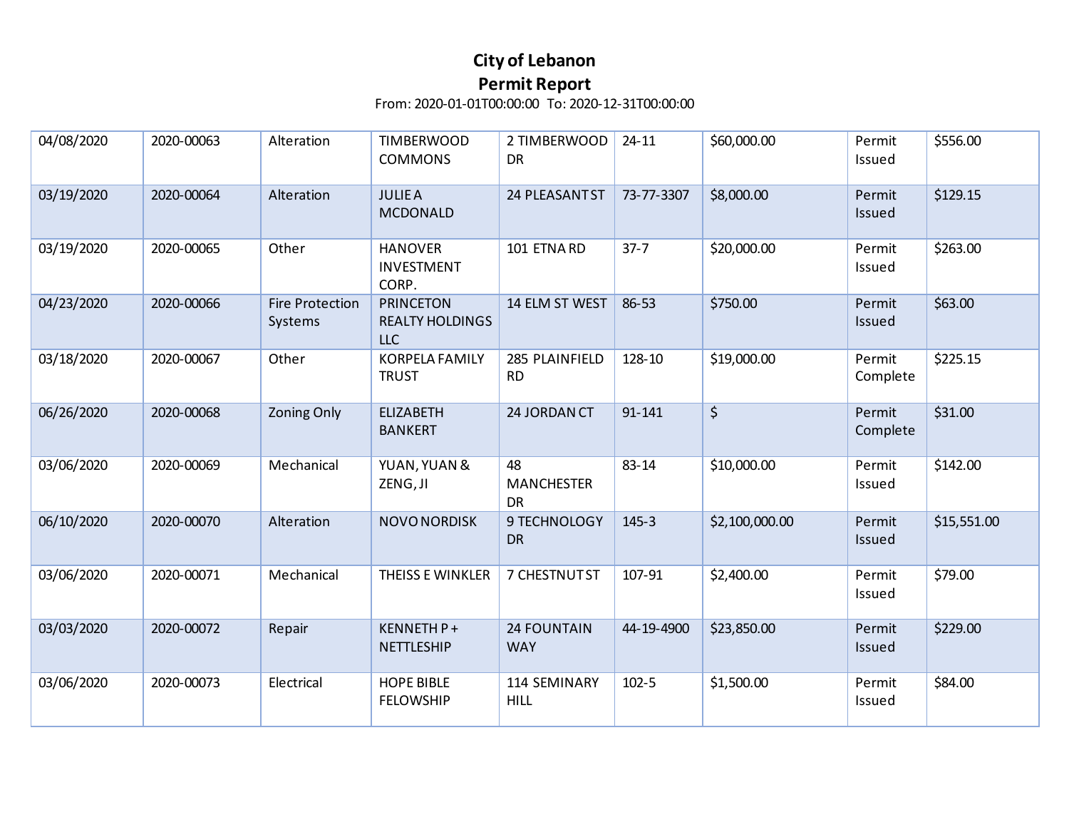# City of Lebanon
## Permit Report

From: 2020-01-01T00:00:00 To: 2020-12-31T00:00:00

| | | | | | | | | |
|---|---|---|---|---|---|---|---|---|
| 04/08/2020 | 2020-00063 | Alteration | TIMBERWOOD COMMONS | 2 TIMBERWOOD DR | 24-11 | $60,000.00 | Permit Issued | $556.00 |
| 03/19/2020 | 2020-00064 | Alteration | JULIE A MCDONALD | 24 PLEASANT ST | 73-77-3307 | $8,000.00 | Permit Issued | $129.15 |
| 03/19/2020 | 2020-00065 | Other | HANOVER INVESTMENT CORP. | 101 ETNA RD | 37-7 | $20,000.00 | Permit Issued | $263.00 |
| 04/23/2020 | 2020-00066 | Fire Protection Systems | PRINCETON REALTY HOLDINGS LLC | 14 ELM ST WEST | 86-53 | $750.00 | Permit Issued | $63.00 |
| 03/18/2020 | 2020-00067 | Other | KORPELA FAMILY TRUST | 285 PLAINFIELD RD | 128-10 | $19,000.00 | Permit Complete | $225.15 |
| 06/26/2020 | 2020-00068 | Zoning Only | ELIZABETH BANKERT | 24 JORDAN CT | 91-141 | $ | Permit Complete | $31.00 |
| 03/06/2020 | 2020-00069 | Mechanical | YUAN, YUAN & ZENG, JI | 48 MANCHESTER DR | 83-14 | $10,000.00 | Permit Issued | $142.00 |
| 06/10/2020 | 2020-00070 | Alteration | NOVO NORDISK | 9 TECHNOLOGY DR | 145-3 | $2,100,000.00 | Permit Issued | $15,551.00 |
| 03/06/2020 | 2020-00071 | Mechanical | THEISS E WINKLER | 7 CHESTNUT ST | 107-91 | $2,400.00 | Permit Issued | $79.00 |
| 03/03/2020 | 2020-00072 | Repair | KENNETH P + NETTLESHIP | 24 FOUNTAIN WAY | 44-19-4900 | $23,850.00 | Permit Issued | $229.00 |
| 03/06/2020 | 2020-00073 | Electrical | HOPE BIBLE FELOWSHIP | 114 SEMINARY HILL | 102-5 | $1,500.00 | Permit Issued | $84.00 |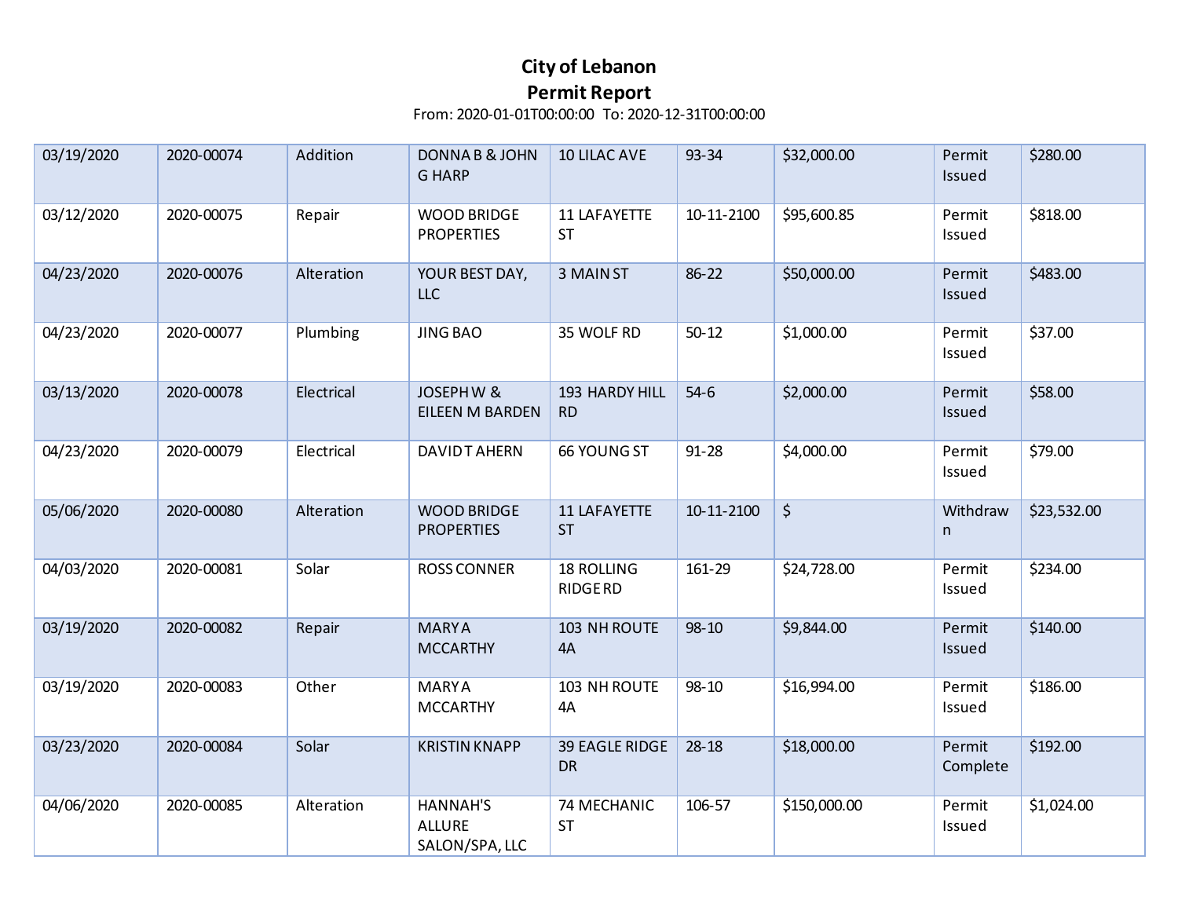# City of Lebanon

## Permit Report

From: 2020-01-01T00:00:00 To: 2020-12-31T00:00:00

| | | | | | | | | |
|---|---|---|---|---|---|---|---|---|
| 03/19/2020 | 2020-00074 | Addition | DONNA B & JOHN G HARP | 10 LILAC AVE | 93-34 | $32,000.00 | Permit Issued | $280.00 |
| 03/12/2020 | 2020-00075 | Repair | WOOD BRIDGE PROPERTIES | 11 LAFAYETTE ST | 10-11-2100 | $95,600.85 | Permit Issued | $818.00 |
| 04/23/2020 | 2020-00076 | Alteration | YOUR BEST DAY, LLC | 3 MAIN ST | 86-22 | $50,000.00 | Permit Issued | $483.00 |
| 04/23/2020 | 2020-00077 | Plumbing | JING BAO | 35 WOLF RD | 50-12 | $1,000.00 | Permit Issued | $37.00 |
| 03/13/2020 | 2020-00078 | Electrical | JOSEPH W & EILEEN M BARDEN | 193 HARDY HILL RD | 54-6 | $2,000.00 | Permit Issued | $58.00 |
| 04/23/2020 | 2020-00079 | Electrical | DAVID T AHERN | 66 YOUNG ST | 91-28 | $4,000.00 | Permit Issued | $79.00 |
| 05/06/2020 | 2020-00080 | Alteration | WOOD BRIDGE PROPERTIES | 11 LAFAYETTE ST | 10-11-2100 | $ | Withdrawn | $23,532.00 |
| 04/03/2020 | 2020-00081 | Solar | ROSS CONNER | 18 ROLLING RIDGE RD | 161-29 | $24,728.00 | Permit Issued | $234.00 |
| 03/19/2020 | 2020-00082 | Repair | MARY A MCCARTHY | 103 NH ROUTE 4A | 98-10 | $9,844.00 | Permit Issued | $140.00 |
| 03/19/2020 | 2020-00083 | Other | MARY A MCCARTHY | 103 NH ROUTE 4A | 98-10 | $16,994.00 | Permit Issued | $186.00 |
| 03/23/2020 | 2020-00084 | Solar | KRISTIN KNAPP | 39 EAGLE RIDGE DR | 28-18 | $18,000.00 | Permit Complete | $192.00 |
| 04/06/2020 | 2020-00085 | Alteration | HANNAH'S ALLURE SALON/SPA, LLC | 74 MECHANIC ST | 106-57 | $150,000.00 | Permit Issued | $1,024.00 |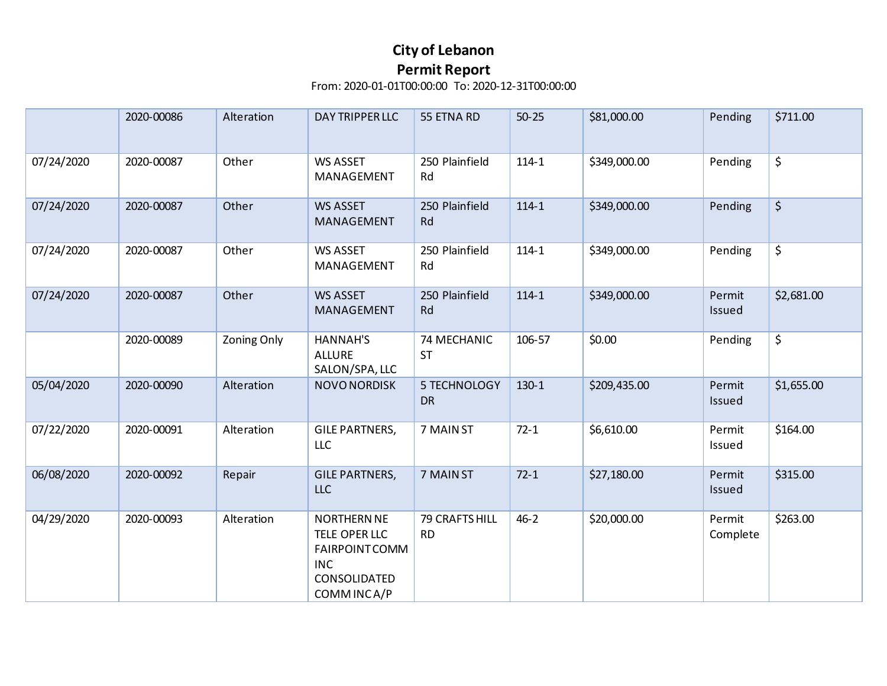# City of Lebanon

## Permit Report

From: 2020-01-01T00:00:00 To: 2020-12-31T00:00:00

| | | | | | | | | |
|---|---|---|---|---|---|---|---|---|
| | 2020-00086 | Alteration | DAY TRIPPER LLC | 55 ETNA RD | 50-25 | $81,000.00 | Pending | $711.00 |
| 07/24/2020 | 2020-00087 | Other | WS ASSET MANAGEMENT | 250 Plainfield Rd | 114-1 | $349,000.00 | Pending | $ |
| 07/24/2020 | 2020-00087 | Other | WS ASSET MANAGEMENT | 250 Plainfield Rd | 114-1 | $349,000.00 | Pending | $ |
| 07/24/2020 | 2020-00087 | Other | WS ASSET MANAGEMENT | 250 Plainfield Rd | 114-1 | $349,000.00 | Pending | $ |
| 07/24/2020 | 2020-00087 | Other | WS ASSET MANAGEMENT | 250 Plainfield Rd | 114-1 | $349,000.00 | Permit Issued | $2,681.00 |
| | 2020-00089 | Zoning Only | HANNAH'S ALLURE SALON/SPA, LLC | 74 MECHANIC ST | 106-57 | $0.00 | Pending | $ |
| 05/04/2020 | 2020-00090 | Alteration | NOVO NORDISK | 5 TECHNOLOGY DR | 130-1 | $209,435.00 | Permit Issued | $1,655.00 |
| 07/22/2020 | 2020-00091 | Alteration | GILE PARTNERS, LLC | 7 MAIN ST | 72-1 | $6,610.00 | Permit Issued | $164.00 |
| 06/08/2020 | 2020-00092 | Repair | GILE PARTNERS, LLC | 7 MAIN ST | 72-1 | $27,180.00 | Permit Issued | $315.00 |
| 04/29/2020 | 2020-00093 | Alteration | NORTHERN NE TELE OPER LLC FAIRPOINT COMM INC CONSOLIDATED COMM INC A/P | 79 CRAFTS HILL RD | 46-2 | $20,000.00 | Permit Complete | $263.00 |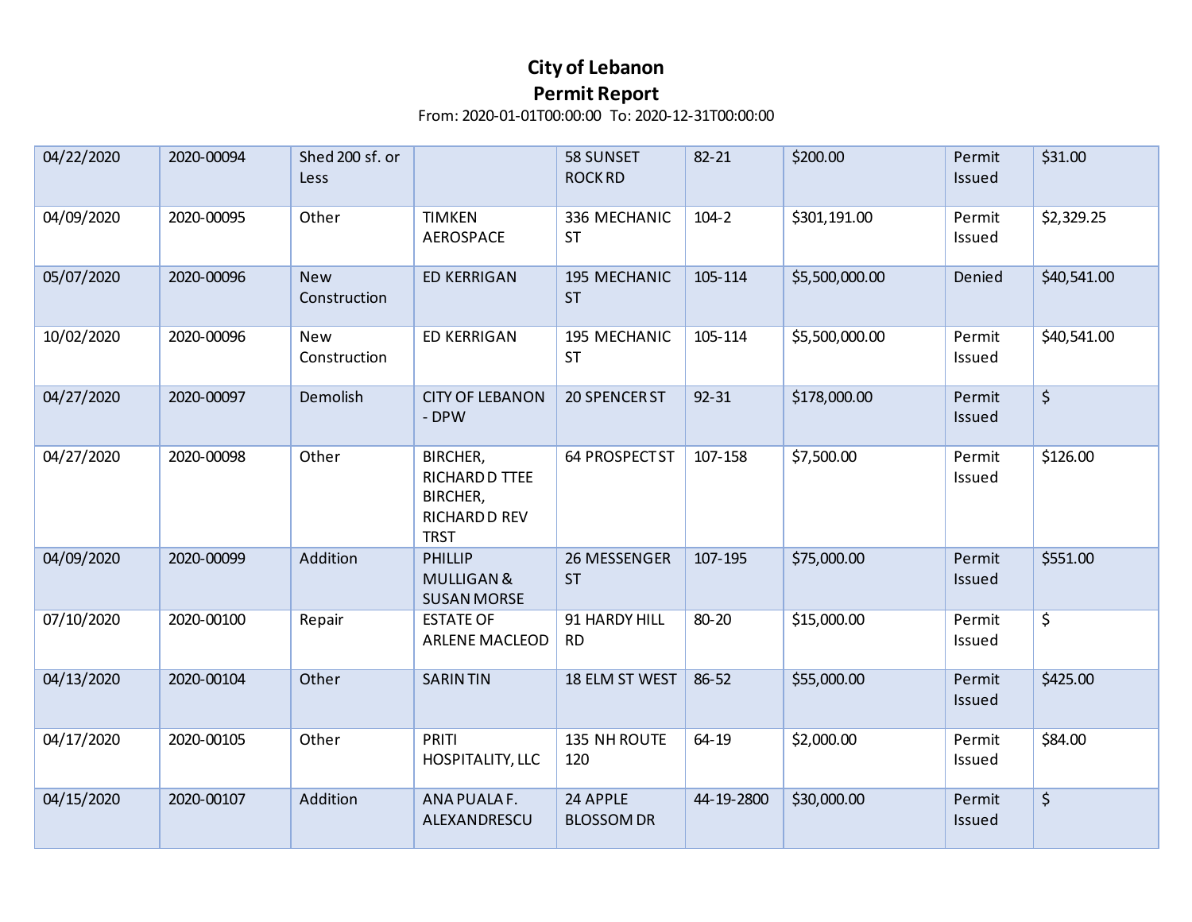**City of Lebanon**
**Permit Report**
From: 2020-01-01T00:00:00 To: 2020-12-31T00:00:00

| | | | | | | | | |
|---|---|---|---|---|---|---|---|---|
| 04/22/2020 | 2020-00094 | Shed 200 sf. or Less | | 58 SUNSET ROCK RD | 82-21 | $200.00 | Permit Issued | $31.00 |
| 04/09/2020 | 2020-00095 | Other | TIMKEN AEROSPACE | 336 MECHANIC ST | 104-2 | $301,191.00 | Permit Issued | $2,329.25 |
| 05/07/2020 | 2020-00096 | New Construction | ED KERRIGAN | 195 MECHANIC ST | 105-114 | $5,500,000.00 | Denied | $40,541.00 |
| 10/02/2020 | 2020-00096 | New Construction | ED KERRIGAN | 195 MECHANIC ST | 105-114 | $5,500,000.00 | Permit Issued | $40,541.00 |
| 04/27/2020 | 2020-00097 | Demolish | CITY OF LEBANON - DPW | 20 SPENCER ST | 92-31 | $178,000.00 | Permit Issued | $ |
| 04/27/2020 | 2020-00098 | Other | BIRCHER, RICHARD D TTEE BIRCHER, RICHARD D REV TRST | 64 PROSPECT ST | 107-158 | $7,500.00 | Permit Issued | $126.00 |
| 04/09/2020 | 2020-00099 | Addition | PHILLIP MULLIGAN & SUSAN MORSE | 26 MESSENGER ST | 107-195 | $75,000.00 | Permit Issued | $551.00 |
| 07/10/2020 | 2020-00100 | Repair | ESTATE OF ARLENE MACLEOD | 91 HARDY HILL RD | 80-20 | $15,000.00 | Permit Issued | $ |
| 04/13/2020 | 2020-00104 | Other | SARIN TIN | 18 ELM ST WEST | 86-52 | $55,000.00 | Permit Issued | $425.00 |
| 04/17/2020 | 2020-00105 | Other | PRITI HOSPITALITY, LLC | 135 NH ROUTE 120 | 64-19 | $2,000.00 | Permit Issued | $84.00 |
| 04/15/2020 | 2020-00107 | Addition | ANA PUALA F. ALEXANDRESCU | 24 APPLE BLOSSOM DR | 44-19-2800 | $30,000.00 | Permit Issued | $ |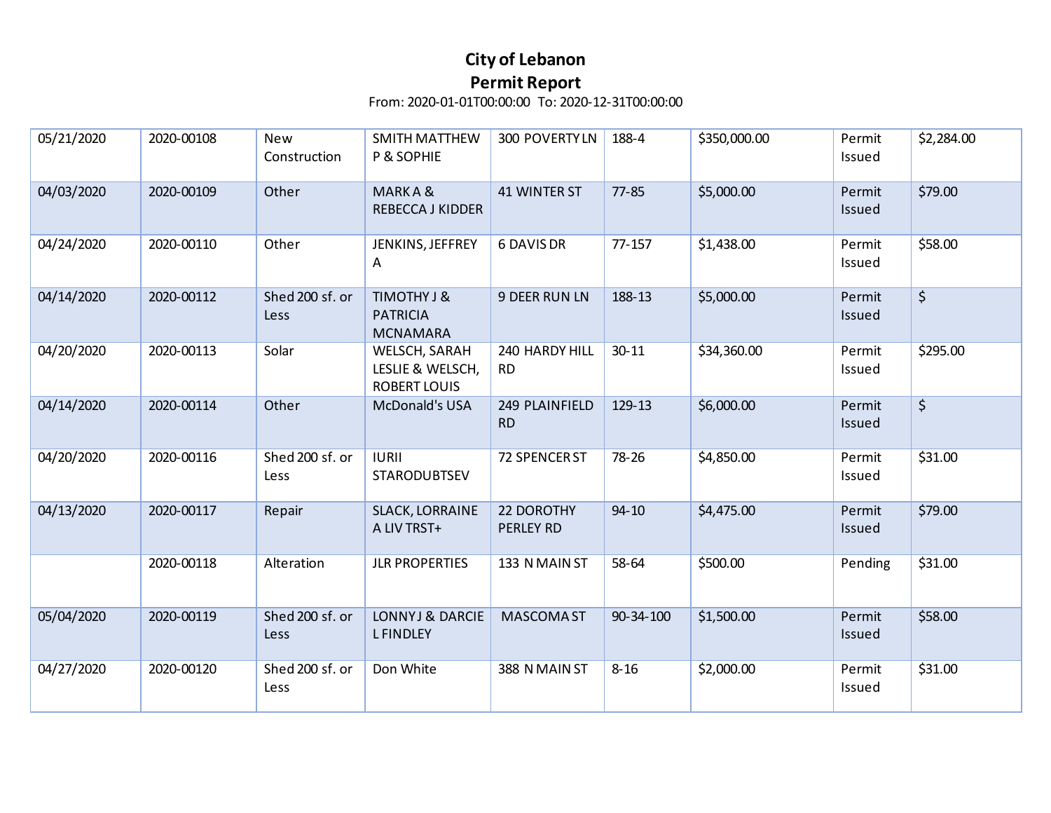# City of Lebanon

## Permit Report

From: 2020-01-01T00:00:00 To: 2020-12-31T00:00:00

| | | | | | | | | |
|---|---|---|---|---|---|---|---|---|
| 05/21/2020 | 2020-00108 | New Construction | SMITH MATTHEW P & SOPHIE | 300 POVERTY LN | 188-4 | $350,000.00 | Permit Issued | $2,284.00 |
| 04/03/2020 | 2020-00109 | Other | MARK A & REBECCA J KIDDER | 41 WINTER ST | 77-85 | $5,000.00 | Permit Issued | $79.00 |
| 04/24/2020 | 2020-00110 | Other | JENKINS, JEFFREY A | 6 DAVIS DR | 77-157 | $1,438.00 | Permit Issued | $58.00 |
| 04/14/2020 | 2020-00112 | Shed 200 sf. or Less | TIMOTHY J & PATRICIA MCNAMARA | 9 DEER RUN LN | 188-13 | $5,000.00 | Permit Issued | $ |
| 04/20/2020 | 2020-00113 | Solar | WELSCH, SARAH LESLIE & WELSCH, ROBERT LOUIS | 240 HARDY HILL RD | 30-11 | $34,360.00 | Permit Issued | $295.00 |
| 04/14/2020 | 2020-00114 | Other | McDonald's USA | 249 PLAINFIELD RD | 129-13 | $6,000.00 | Permit Issued | $ |
| 04/20/2020 | 2020-00116 | Shed 200 sf. or Less | IURII STARODUBTSEV | 72 SPENCER ST | 78-26 | $4,850.00 | Permit Issued | $31.00 |
| 04/13/2020 | 2020-00117 | Repair | SLACK, LORRAINE A LIV TRST+ | 22 DOROTHY PERLEY RD | 94-10 | $4,475.00 | Permit Issued | $79.00 |
| | 2020-00118 | Alteration | JLR PROPERTIES | 133 N MAIN ST | 58-64 | $500.00 | Pending | $31.00 |
| 05/04/2020 | 2020-00119 | Shed 200 sf. or Less | LONNY J & DARCIE L FINDLEY | MASCOMA ST | 90-34-100 | $1,500.00 | Permit Issued | $58.00 |
| 04/27/2020 | 2020-00120 | Shed 200 sf. or Less | Don White | 388 N MAIN ST | 8-16 | $2,000.00 | Permit Issued | $31.00 |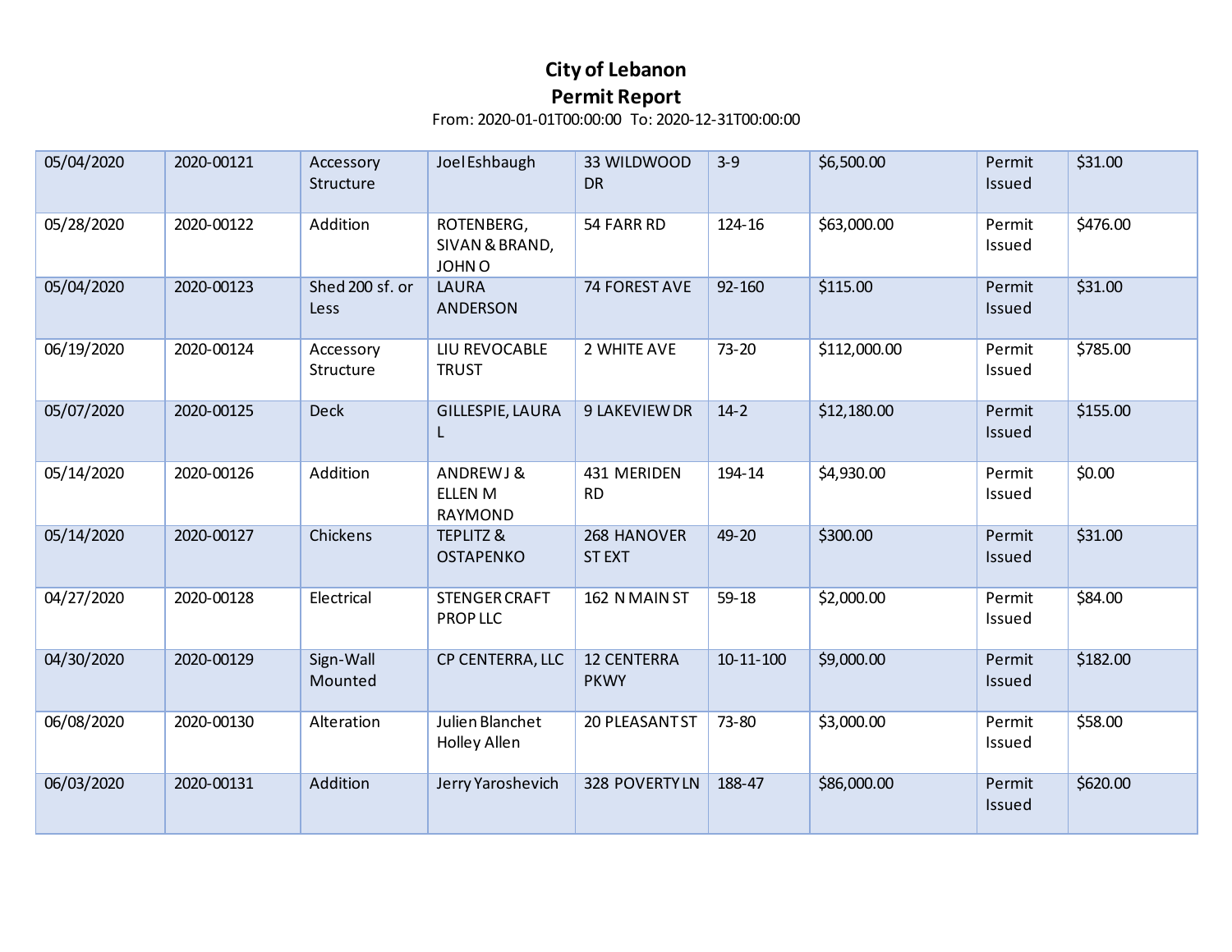# City of Lebanon
## Permit Report

From: 2020-01-01T00:00:00 To: 2020-12-31T00:00:00

| | | | | | | | | |
|---|---|---|---|---|---|---|---|---|
| 05/04/2020 | 2020-00121 | Accessory Structure | Joel Eshbaugh | 33 WILDWOOD DR | 3-9 | $6,500.00 | Permit Issued | $31.00 |
| 05/28/2020 | 2020-00122 | Addition | ROTENBERG, SIVAN & BRAND, JOHN O | 54 FARR RD | 124-16 | $63,000.00 | Permit Issued | $476.00 |
| 05/04/2020 | 2020-00123 | Shed 200 sf. or Less | LAURA ANDERSON | 74 FOREST AVE | 92-160 | $115.00 | Permit Issued | $31.00 |
| 06/19/2020 | 2020-00124 | Accessory Structure | LIU REVOCABLE TRUST | 2 WHITE AVE | 73-20 | $112,000.00 | Permit Issued | $785.00 |
| 05/07/2020 | 2020-00125 | Deck | GILLESPIE, LAURA L | 9 LAKEVIEW DR | 14-2 | $12,180.00 | Permit Issued | $155.00 |
| 05/14/2020 | 2020-00126 | Addition | ANDREW J & ELLEN M RAYMOND | 431 MERIDEN RD | 194-14 | $4,930.00 | Permit Issued | $0.00 |
| 05/14/2020 | 2020-00127 | Chickens | TEPLITZ & OSTAPENKO | 268 HANOVER ST EXT | 49-20 | $300.00 | Permit Issued | $31.00 |
| 04/27/2020 | 2020-00128 | Electrical | STENGER CRAFT PROP LLC | 162 N MAIN ST | 59-18 | $2,000.00 | Permit Issued | $84.00 |
| 04/30/2020 | 2020-00129 | Sign-Wall Mounted | CP CENTERRA, LLC | 12 CENTERRA PKWY | 10-11-100 | $9,000.00 | Permit Issued | $182.00 |
| 06/08/2020 | 2020-00130 | Alteration | Julien Blanchet Holley Allen | 20 PLEASANT ST | 73-80 | $3,000.00 | Permit Issued | $58.00 |
| 06/03/2020 | 2020-00131 | Addition | Jerry Yaroshevich | 328 POVERTY LN | 188-47 | $86,000.00 | Permit Issued | $620.00 |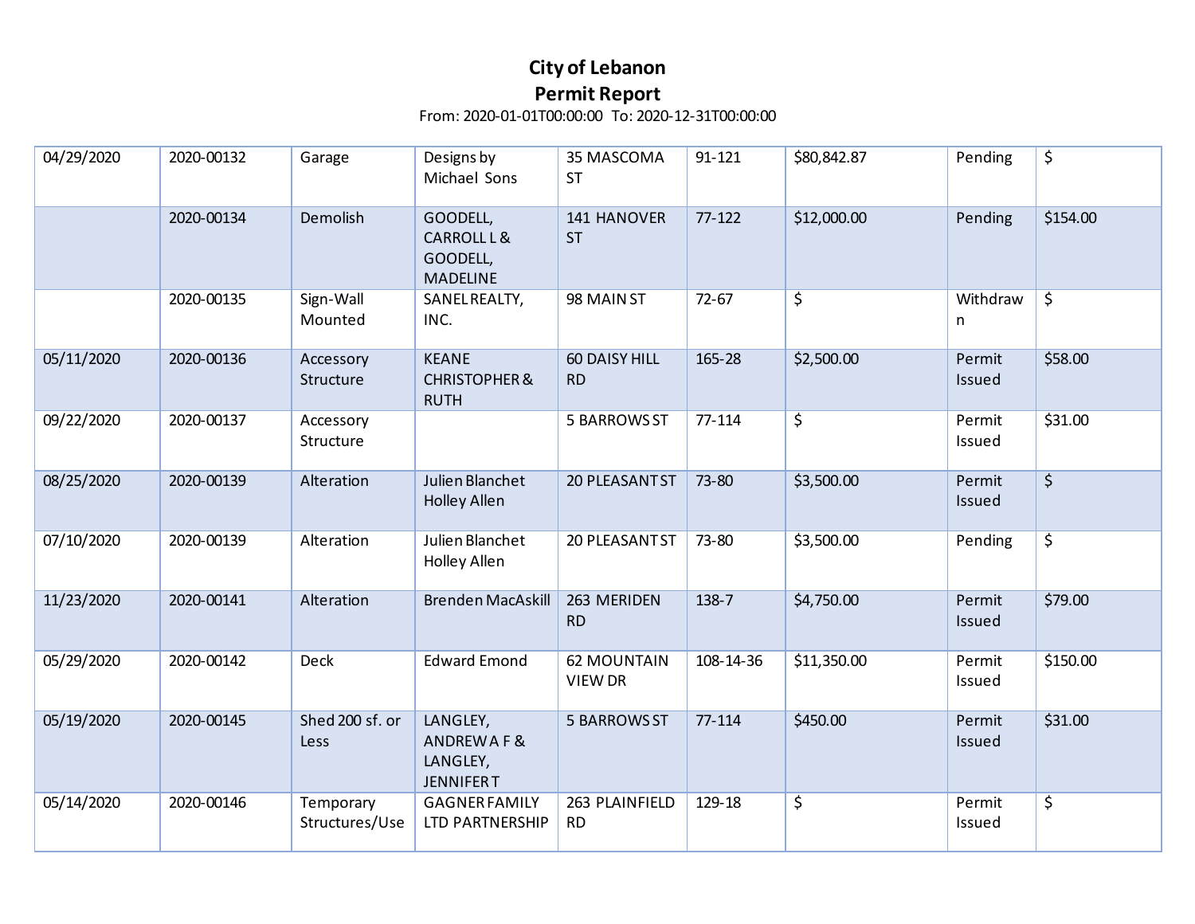# City of Lebanon
## Permit Report

From: 2020-01-01T00:00:00 To: 2020-12-31T00:00:00

| | | | | | | | | |
|---|---|---|---|---|---|---|---|---|
| 04/29/2020 | 2020-00132 | Garage | Designs by Michael Sons | 35 MASCOMA ST | 91-121 | $80,842.87 | Pending | $ |
| | 2020-00134 | Demolish | GOODELL, CARROLL L & GOODELL, MADELINE | 141 HANOVER ST | 77-122 | $12,000.00 | Pending | $154.00 |
| | 2020-00135 | Sign-Wall Mounted | SANEL REALTY, INC. | 98 MAIN ST | 72-67 | $ | Withdrawn | $ |
| 05/11/2020 | 2020-00136 | Accessory Structure | KEANE CHRISTOPHER & RUTH | 60 DAISY HILL RD | 165-28 | $2,500.00 | Permit Issued | $58.00 |
| 09/22/2020 | 2020-00137 | Accessory Structure | | 5 BARROWS ST | 77-114 | $ | Permit Issued | $31.00 |
| 08/25/2020 | 2020-00139 | Alteration | Julien Blanchet Holley Allen | 20 PLEASANT ST | 73-80 | $3,500.00 | Permit Issued | $ |
| 07/10/2020 | 2020-00139 | Alteration | Julien Blanchet Holley Allen | 20 PLEASANT ST | 73-80 | $3,500.00 | Pending | $ |
| 11/23/2020 | 2020-00141 | Alteration | Brenden MacAskill | 263 MERIDEN RD | 138-7 | $4,750.00 | Permit Issued | $79.00 |
| 05/29/2020 | 2020-00142 | Deck | Edward Emond | 62 MOUNTAIN VIEW DR | 108-14-36 | $11,350.00 | Permit Issued | $150.00 |
| 05/19/2020 | 2020-00145 | Shed 200 sf. or Less | LANGLEY, ANDREW A F & LANGLEY, JENNIFER T | 5 BARROWS ST | 77-114 | $450.00 | Permit Issued | $31.00 |
| 05/14/2020 | 2020-00146 | Temporary Structures/Use | GAGNER FAMILY LTD PARTNERSHIP | 263 PLAINFIELD RD | 129-18 | $ | Permit Issued | $ |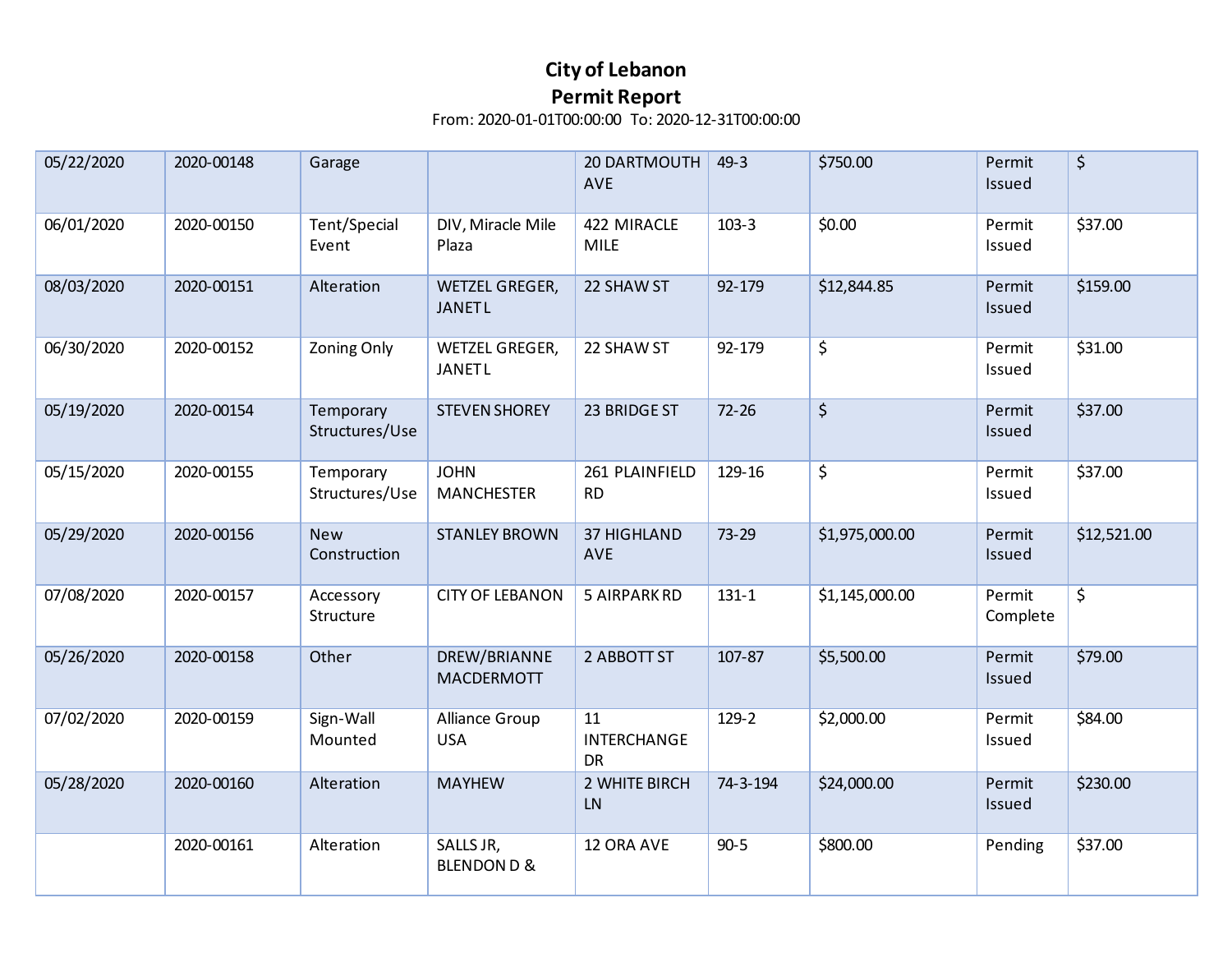# City of Lebanon
## Permit Report

From: 2020-01-01T00:00:00 To: 2020-12-31T00:00:00

| | | | | | | | | |
|---|---|---|---|---|---|---|---|---|
| 05/22/2020 | 2020-00148 | Garage | | 20 DARTMOUTH AVE | 49-3 | $750.00 | Permit Issued | $ |
| 06/01/2020 | 2020-00150 | Tent/Special Event | DIV, Miracle Mile Plaza | 422 MIRACLE MILE | 103-3 | $0.00 | Permit Issued | $37.00 |
| 08/03/2020 | 2020-00151 | Alteration | WETZEL GREGER, JANET L | 22 SHAW ST | 92-179 | $12,844.85 | Permit Issued | $159.00 |
| 06/30/2020 | 2020-00152 | Zoning Only | WETZEL GREGER, JANET L | 22 SHAW ST | 92-179 | $ | Permit Issued | $31.00 |
| 05/19/2020 | 2020-00154 | Temporary Structures/Use | STEVEN SHOREY | 23 BRIDGE ST | 72-26 | $ | Permit Issued | $37.00 |
| 05/15/2020 | 2020-00155 | Temporary Structures/Use | JOHN MANCHESTER | 261 PLAINFIELD RD | 129-16 | $ | Permit Issued | $37.00 |
| 05/29/2020 | 2020-00156 | New Construction | STANLEY BROWN | 37 HIGHLAND AVE | 73-29 | $1,975,000.00 | Permit Issued | $12,521.00 |
| 07/08/2020 | 2020-00157 | Accessory Structure | CITY OF LEBANON | 5 AIRPARK RD | 131-1 | $1,145,000.00 | Permit Complete | $ |
| 05/26/2020 | 2020-00158 | Other | DREW/BRIANNE MACDERMOTT | 2 ABBOTT ST | 107-87 | $5,500.00 | Permit Issued | $79.00 |
| 07/02/2020 | 2020-00159 | Sign-Wall Mounted | Alliance Group USA | 11 INTERCHANGE DR | 129-2 | $2,000.00 | Permit Issued | $84.00 |
| 05/28/2020 | 2020-00160 | Alteration | MAYHEW | 2 WHITE BIRCH LN | 74-3-194 | $24,000.00 | Permit Issued | $230.00 |
| | 2020-00161 | Alteration | SALLS JR, BLENDON D & | 12 ORA AVE | 90-5 | $800.00 | Pending | $37.00 |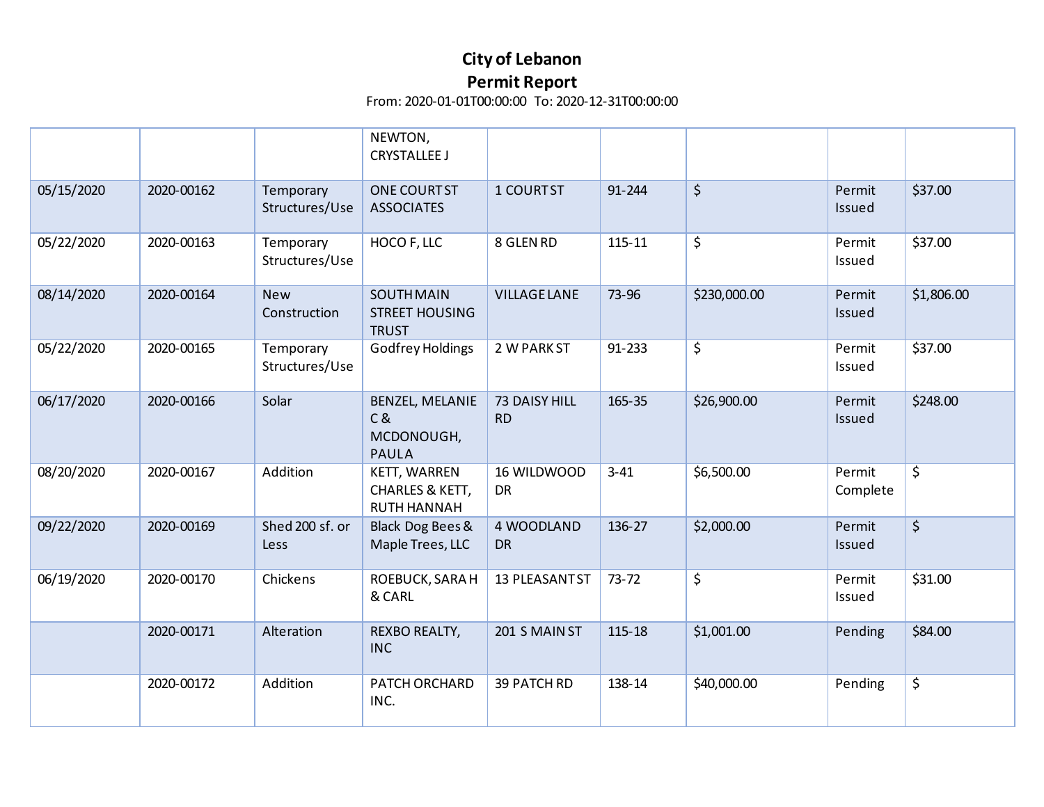# City of Lebanon

## Permit Report

From: 2020-01-01T00:00:00 To: 2020-12-31T00:00:00

| | | | | | | | | |
|---|---|---|---|---|---|---|---|---|
| | | | NEWTON, CRYSTALLEE J | | | | | |
| 05/15/2020 | 2020-00162 | Temporary Structures/Use | ONE COURT ST ASSOCIATES | 1 COURT ST | 91-244 | $ | Permit Issued | $37.00 |
| 05/22/2020 | 2020-00163 | Temporary Structures/Use | HOCO F, LLC | 8 GLEN RD | 115-11 | $ | Permit Issued | $37.00 |
| 08/14/2020 | 2020-00164 | New Construction | SOUTH MAIN STREET HOUSING TRUST | VILLAGE LANE | 73-96 | $230,000.00 | Permit Issued | $1,806.00 |
| 05/22/2020 | 2020-00165 | Temporary Structures/Use | Godfrey Holdings | 2 W PARK ST | 91-233 | $ | Permit Issued | $37.00 |
| 06/17/2020 | 2020-00166 | Solar | BENZEL, MELANIE C & MCDONOUGH, PAUL A | 73 DAISY HILL RD | 165-35 | $26,900.00 | Permit Issued | $248.00 |
| 08/20/2020 | 2020-00167 | Addition | KETT, WARREN CHARLES & KETT, RUTH HANNAH | 16 WILDWOOD DR | 3-41 | $6,500.00 | Permit Complete | $ |
| 09/22/2020 | 2020-00169 | Shed 200 sf. or Less | Black Dog Bees & Maple Trees, LLC | 4 WOODLAND DR | 136-27 | $2,000.00 | Permit Issued | $ |
| 06/19/2020 | 2020-00170 | Chickens | ROEBUCK, SARA H & CARL | 13 PLEASANT ST | 73-72 | $ | Permit Issued | $31.00 |
| | 2020-00171 | Alteration | REXBO REALTY, INC | 201 S MAIN ST | 115-18 | $1,001.00 | Pending | $84.00 |
| | 2020-00172 | Addition | PATCH ORCHARD INC. | 39 PATCH RD | 138-14 | $40,000.00 | Pending | $ |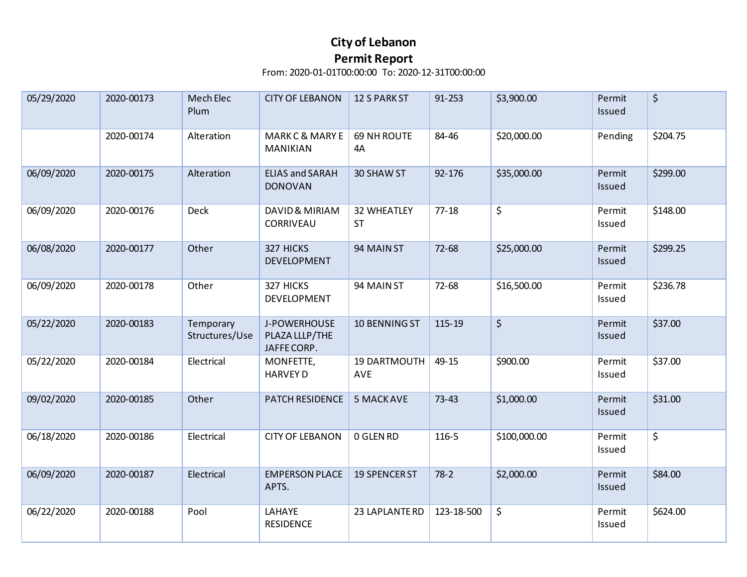# City of Lebanon
## Permit Report

From: 2020-01-01T00:00:00 To: 2020-12-31T00:00:00

| | | | | | | | | |
|---|---|---|---|---|---|---|---|---|
| 05/29/2020 | 2020-00173 | Mech Elec Plum | CITY OF LEBANON | 12 S PARK ST | 91-253 | $3,900.00 | Permit Issued | $ |
| | 2020-00174 | Alteration | MARK C & MARY E MANIKIAN | 69 NH ROUTE 4A | 84-46 | $20,000.00 | Pending | $204.75 |
| 06/09/2020 | 2020-00175 | Alteration | ELIAS and SARAH DONOVAN | 30 SHAW ST | 92-176 | $35,000.00 | Permit Issued | $299.00 |
| 06/09/2020 | 2020-00176 | Deck | DAVID & MIRIAM CORRIVEAU | 32 WHEATLEY ST | 77-18 | $ | Permit Issued | $148.00 |
| 06/08/2020 | 2020-00177 | Other | 327 HICKS DEVELOPMENT | 94 MAIN ST | 72-68 | $25,000.00 | Permit Issued | $299.25 |
| 06/09/2020 | 2020-00178 | Other | 327 HICKS DEVELOPMENT | 94 MAIN ST | 72-68 | $16,500.00 | Permit Issued | $236.78 |
| 05/22/2020 | 2020-00183 | Temporary Structures/Use | J-POWERHOUSE PLAZA LLLP/THE JAFFE CORP. | 10 BENNING ST | 115-19 | $ | Permit Issued | $37.00 |
| 05/22/2020 | 2020-00184 | Electrical | MONFETTE, HARVEY D | 19 DARTMOUTH AVE | 49-15 | $900.00 | Permit Issued | $37.00 |
| 09/02/2020 | 2020-00185 | Other | PATCH RESIDENCE | 5 MACK AVE | 73-43 | $1,000.00 | Permit Issued | $31.00 |
| 06/18/2020 | 2020-00186 | Electrical | CITY OF LEBANON | 0 GLEN RD | 116-5 | $100,000.00 | Permit Issued | $ |
| 06/09/2020 | 2020-00187 | Electrical | EMPERSON PLACE APTS. | 19 SPENCER ST | 78-2 | $2,000.00 | Permit Issued | $84.00 |
| 06/22/2020 | 2020-00188 | Pool | LAHAYE RESIDENCE | 23 LAPLANTE RD | 123-18-500 | $ | Permit Issued | $624.00 |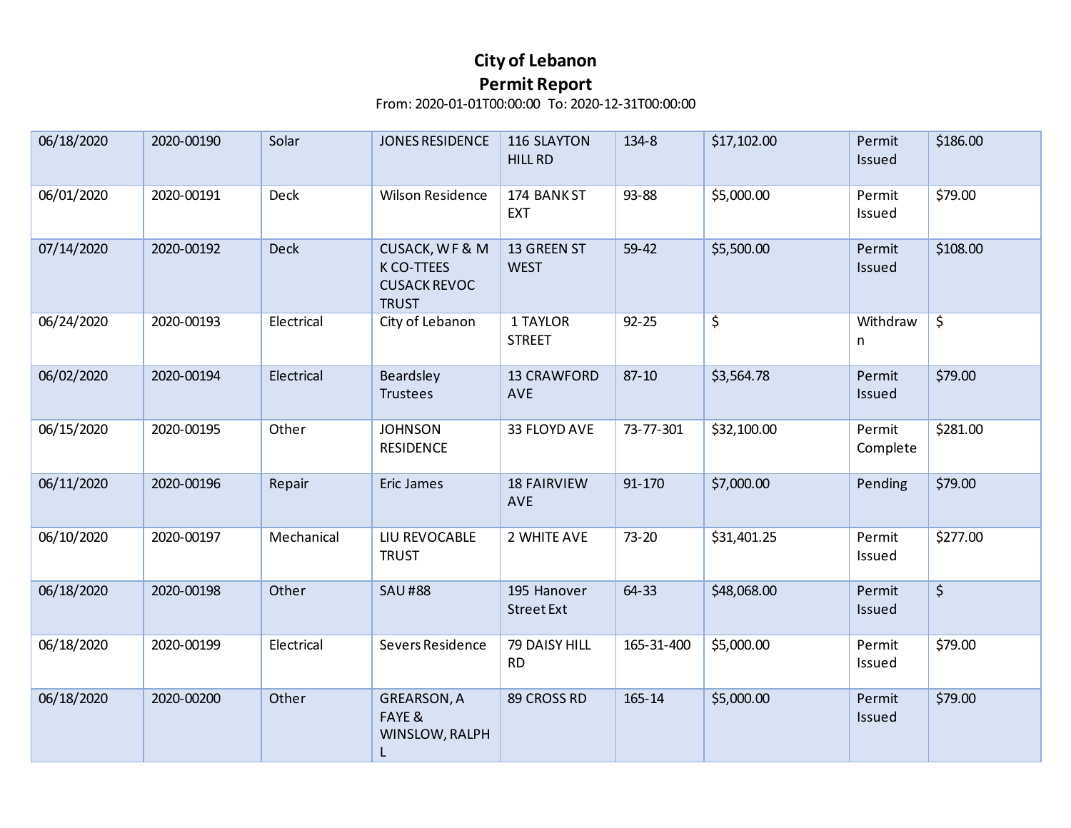# City of Lebanon
## Permit Report

From: 2020-01-01T00:00:00 To: 2020-12-31T00:00:00

| | | | | | | | | |
|---|---|---|---|---|---|---|---|---|
| 06/18/2020 | 2020-00190 | Solar | JONES RESIDENCE | 116 SLAYTON HILL RD | 134-8 | $17,102.00 | Permit Issued | $186.00 |
| 06/01/2020 | 2020-00191 | Deck | Wilson Residence | 174 BANK ST EXT | 93-88 | $5,000.00 | Permit Issued | $79.00 |
| 07/14/2020 | 2020-00192 | Deck | CUSACK, W F & M K CO-TTEES CUSACK REVOC TRUST | 13 GREEN ST WEST | 59-42 | $5,500.00 | Permit Issued | $108.00 |
| 06/24/2020 | 2020-00193 | Electrical | City of Lebanon | 1 TAYLOR STREET | 92-25 | $ | Withdrawn | $ |
| 06/02/2020 | 2020-00194 | Electrical | Beardsley Trustees | 13 CRAWFORD AVE | 87-10 | $3,564.78 | Permit Issued | $79.00 |
| 06/15/2020 | 2020-00195 | Other | JOHNSON RESIDENCE | 33 FLOYD AVE | 73-77-301 | $32,100.00 | Permit Complete | $281.00 |
| 06/11/2020 | 2020-00196 | Repair | Eric James | 18 FAIRVIEW AVE | 91-170 | $7,000.00 | Pending | $79.00 |
| 06/10/2020 | 2020-00197 | Mechanical | LIU REVOCABLE TRUST | 2 WHITE AVE | 73-20 | $31,401.25 | Permit Issued | $277.00 |
| 06/18/2020 | 2020-00198 | Other | SAU #88 | 195 Hanover Street Ext | 64-33 | $48,068.00 | Permit Issued | $ |
| 06/18/2020 | 2020-00199 | Electrical | Severs Residence | 79 DAISY HILL RD | 165-31-400 | $5,000.00 | Permit Issued | $79.00 |
| 06/18/2020 | 2020-00200 | Other | GREARSON, A FAYE & WINSLOW, RALPH L | 89 CROSS RD | 165-14 | $5,000.00 | Permit Issued | $79.00 |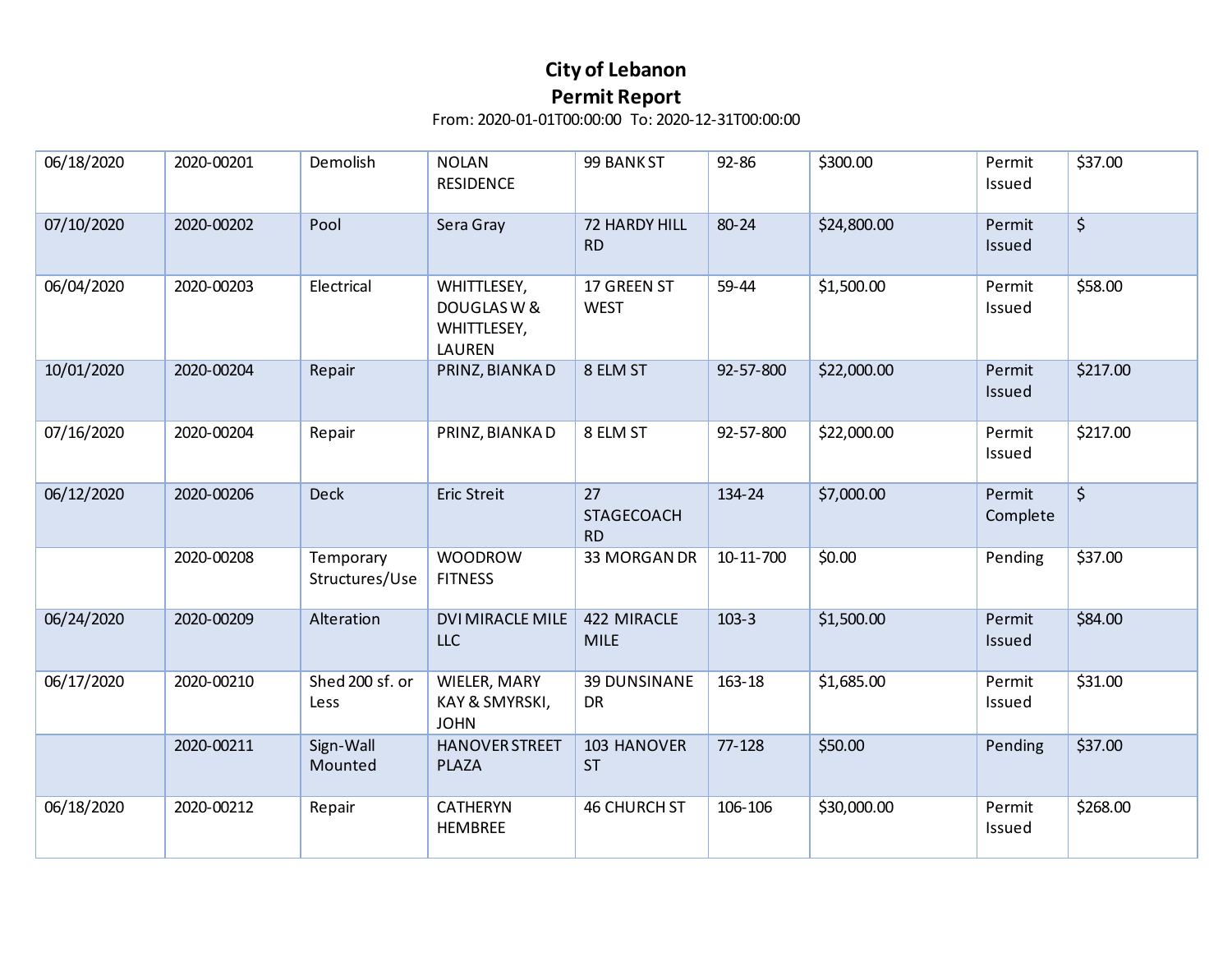# City of Lebanon
## Permit Report

From: 2020-01-01T00:00:00 To: 2020-12-31T00:00:00

| | | | | | | | | |
|---|---|---|---|---|---|---|---|---|
| 06/18/2020 | 2020-00201 | Demolish | NOLAN RESIDENCE | 99 BANK ST | 92-86 | $300.00 | Permit Issued | $37.00 |
| 07/10/2020 | 2020-00202 | Pool | Sera Gray | 72 HARDY HILL RD | 80-24 | $24,800.00 | Permit Issued | $ |
| 06/04/2020 | 2020-00203 | Electrical | WHITTLESEY, DOUGLAS W & WHITTLESEY, LAUREN | 17 GREEN ST WEST | 59-44 | $1,500.00 | Permit Issued | $58.00 |
| 10/01/2020 | 2020-00204 | Repair | PRINZ, BIANKA D | 8 ELM ST | 92-57-800 | $22,000.00 | Permit Issued | $217.00 |
| 07/16/2020 | 2020-00204 | Repair | PRINZ, BIANKA D | 8 ELM ST | 92-57-800 | $22,000.00 | Permit Issued | $217.00 |
| 06/12/2020 | 2020-00206 | Deck | Eric Streit | 27 STAGECOACH RD | 134-24 | $7,000.00 | Permit Complete | $ |
| | 2020-00208 | Temporary Structures/Use | WOODROW FITNESS | 33 MORGAN DR | 10-11-700 | $0.00 | Pending | $37.00 |
| 06/24/2020 | 2020-00209 | Alteration | DVI MIRACLE MILE LLC | 422 MIRACLE MILE | 103-3 | $1,500.00 | Permit Issued | $84.00 |
| 06/17/2020 | 2020-00210 | Shed 200 sf. or Less | WIELER, MARY KAY & SMYRSKI, JOHN | 39 DUNSINANE DR | 163-18 | $1,685.00 | Permit Issued | $31.00 |
| | 2020-00211 | Sign-Wall Mounted | HANOVER STREET PLAZA | 103 HANOVER ST | 77-128 | $50.00 | Pending | $37.00 |
| 06/18/2020 | 2020-00212 | Repair | CATHERYN HEMBREE | 46 CHURCH ST | 106-106 | $30,000.00 | Permit Issued | $268.00 |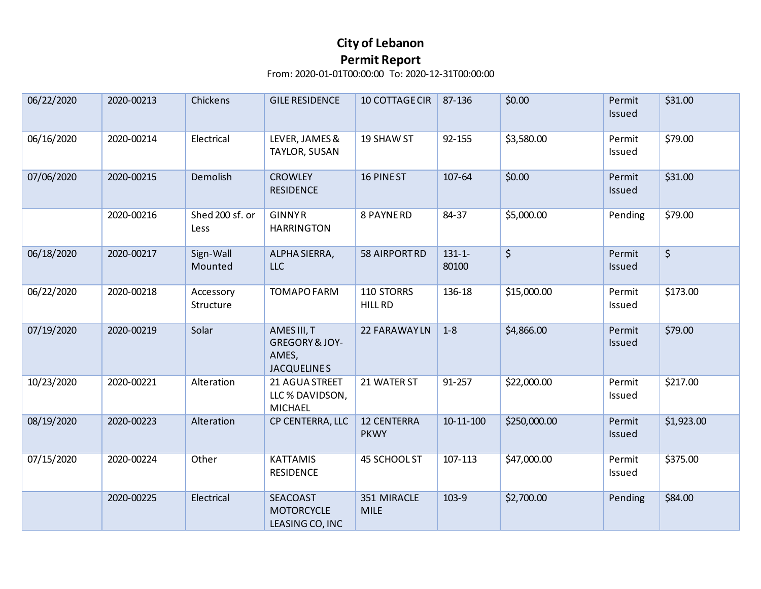# City of Lebanon

## Permit Report

From: 2020-01-01T00:00:00 To: 2020-12-31T00:00:00

| | | | | | | | | |
|---|---|---|---|---|---|---|---|---|
| 06/22/2020 | 2020-00213 | Chickens | GILE RESIDENCE | 10 COTTAGE CIR | 87-136 | $0.00 | Permit Issued | $31.00 |
| 06/16/2020 | 2020-00214 | Electrical | LEVER, JAMES & TAYLOR, SUSAN | 19 SHAW ST | 92-155 | $3,580.00 | Permit Issued | $79.00 |
| 07/06/2020 | 2020-00215 | Demolish | CROWLEY RESIDENCE | 16 PINE ST | 107-64 | $0.00 | Permit Issued | $31.00 |
| | 2020-00216 | Shed 200 sf. or Less | GINNY R HARRINGTON | 8 PAYNE RD | 84-37 | $5,000.00 | Pending | $79.00 |
| 06/18/2020 | 2020-00217 | Sign-Wall Mounted | ALPHA SIERRA, LLC | 58 AIRPORT RD | 131-1-80100 | $ | Permit Issued | $ |
| 06/22/2020 | 2020-00218 | Accessory Structure | TOMAPO FARM | 110 STORRS HILL RD | 136-18 | $15,000.00 | Permit Issued | $173.00 |
| 07/19/2020 | 2020-00219 | Solar | AMES III, T GREGORY & JOY-AMES, JACQUELINE S | 22 FARAWAY LN | 1-8 | $4,866.00 | Permit Issued | $79.00 |
| 10/23/2020 | 2020-00221 | Alteration | 21 AGUA STREET LLC % DAVIDSON, MICHAEL | 21 WATER ST | 91-257 | $22,000.00 | Permit Issued | $217.00 |
| 08/19/2020 | 2020-00223 | Alteration | CP CENTERRA, LLC | 12 CENTERRA PKWY | 10-11-100 | $250,000.00 | Permit Issued | $1,923.00 |
| 07/15/2020 | 2020-00224 | Other | KATTAMIS RESIDENCE | 45 SCHOOL ST | 107-113 | $47,000.00 | Permit Issued | $375.00 |
| | 2020-00225 | Electrical | SEACOAST MOTORCYCLE LEASING CO, INC | 351 MIRACLE MILE | 103-9 | $2,700.00 | Pending | $84.00 |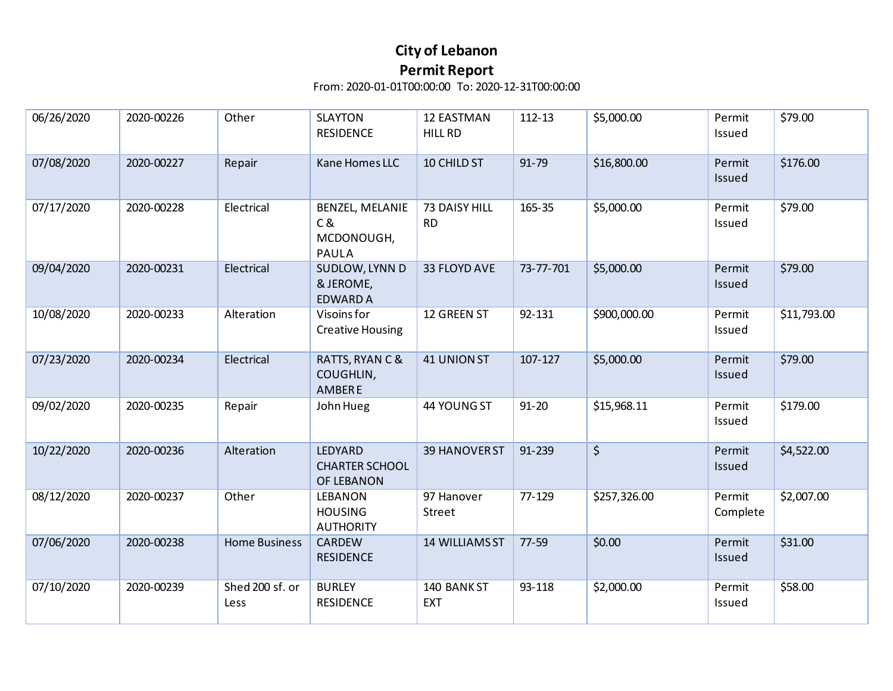# City of Lebanon
## Permit Report

From: 2020-01-01T00:00:00 To: 2020-12-31T00:00:00

| | | | | | | | | |
|---|---|---|---|---|---|---|---|---|
| 06/26/2020 | 2020-00226 | Other | SLAYTON RESIDENCE | 12 EASTMAN HILL RD | 112-13 | $5,000.00 | Permit Issued | $79.00 |
| 07/08/2020 | 2020-00227 | Repair | Kane Homes LLC | 10 CHILD ST | 91-79 | $16,800.00 | Permit Issued | $176.00 |
| 07/17/2020 | 2020-00228 | Electrical | BENZEL, MELANIE C & MCDONOUGH, PAUL A | 73 DAISY HILL RD | 165-35 | $5,000.00 | Permit Issued | $79.00 |
| 09/04/2020 | 2020-00231 | Electrical | SUDLOW, LYNN D & JEROME, EDWARD A | 33 FLOYD AVE | 73-77-701 | $5,000.00 | Permit Issued | $79.00 |
| 10/08/2020 | 2020-00233 | Alteration | Visoins for Creative Housing | 12 GREEN ST | 92-131 | $900,000.00 | Permit Issued | $11,793.00 |
| 07/23/2020 | 2020-00234 | Electrical | RATTS, RYAN C & COUGHLIN, AMBER E | 41 UNION ST | 107-127 | $5,000.00 | Permit Issued | $79.00 |
| 09/02/2020 | 2020-00235 | Repair | John Hueg | 44 YOUNG ST | 91-20 | $15,968.11 | Permit Issued | $179.00 |
| 10/22/2020 | 2020-00236 | Alteration | LEDYARD CHARTER SCHOOL OF LEBANON | 39 HANOVER ST | 91-239 | $ | Permit Issued | $4,522.00 |
| 08/12/2020 | 2020-00237 | Other | LEBANON HOUSING AUTHORITY | 97 Hanover Street | 77-129 | $257,326.00 | Permit Complete | $2,007.00 |
| 07/06/2020 | 2020-00238 | Home Business | CARDEW RESIDENCE | 14 WILLIAMS ST | 77-59 | $0.00 | Permit Issued | $31.00 |
| 07/10/2020 | 2020-00239 | Shed 200 sf. or Less | BURLEY RESIDENCE | 140 BANK ST EXT | 93-118 | $2,000.00 | Permit Issued | $58.00 |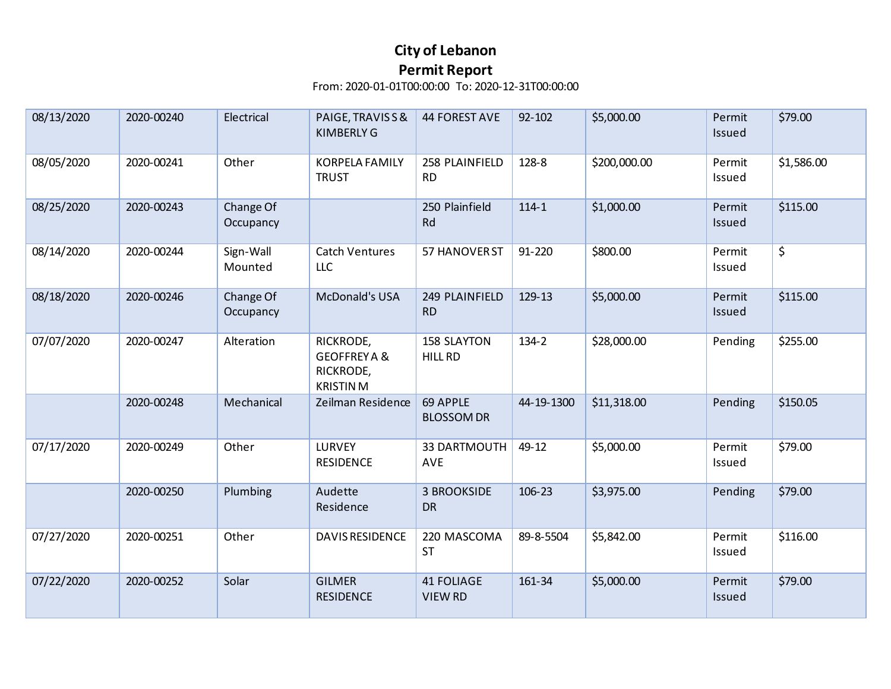# City of Lebanon
## Permit Report

From: 2020-01-01T00:00:00 To: 2020-12-31T00:00:00

| | | | | | | | | |
|---|---|---|---|---|---|---|---|---|
| 08/13/2020 | 2020-00240 | Electrical | PAIGE, TRAVIS S & KIMBERLY G | 44 FOREST AVE | 92-102 | $5,000.00 | Permit Issued | $79.00 |
| 08/05/2020 | 2020-00241 | Other | KORPELA FAMILY TRUST | 258 PLAINFIELD RD | 128-8 | $200,000.00 | Permit Issued | $1,586.00 |
| 08/25/2020 | 2020-00243 | Change Of Occupancy | | 250 Plainfield Rd | 114-1 | $1,000.00 | Permit Issued | $115.00 |
| 08/14/2020 | 2020-00244 | Sign-Wall Mounted | Catch Ventures LLC | 57 HANOVER ST | 91-220 | $800.00 | Permit Issued | $ |
| 08/18/2020 | 2020-00246 | Change Of Occupancy | McDonald's USA | 249 PLAINFIELD RD | 129-13 | $5,000.00 | Permit Issued | $115.00 |
| 07/07/2020 | 2020-00247 | Alteration | RICKRODE, GEOFFREY A & RICKRODE, KRISTIN M | 158 SLAYTON HILL RD | 134-2 | $28,000.00 | Pending | $255.00 |
| | 2020-00248 | Mechanical | Zeilman Residence | 69 APPLE BLOSSOM DR | 44-19-1300 | $11,318.00 | Pending | $150.05 |
| 07/17/2020 | 2020-00249 | Other | LURVEY RESIDENCE | 33 DARTMOUTH AVE | 49-12 | $5,000.00 | Permit Issued | $79.00 |
| | 2020-00250 | Plumbing | Audette Residence | 3 BROOKSIDE DR | 106-23 | $3,975.00 | Pending | $79.00 |
| 07/27/2020 | 2020-00251 | Other | DAVIS RESIDENCE | 220 MASCOMA ST | 89-8-5504 | $5,842.00 | Permit Issued | $116.00 |
| 07/22/2020 | 2020-00252 | Solar | GILMER RESIDENCE | 41 FOLIAGE VIEW RD | 161-34 | $5,000.00 | Permit Issued | $79.00 |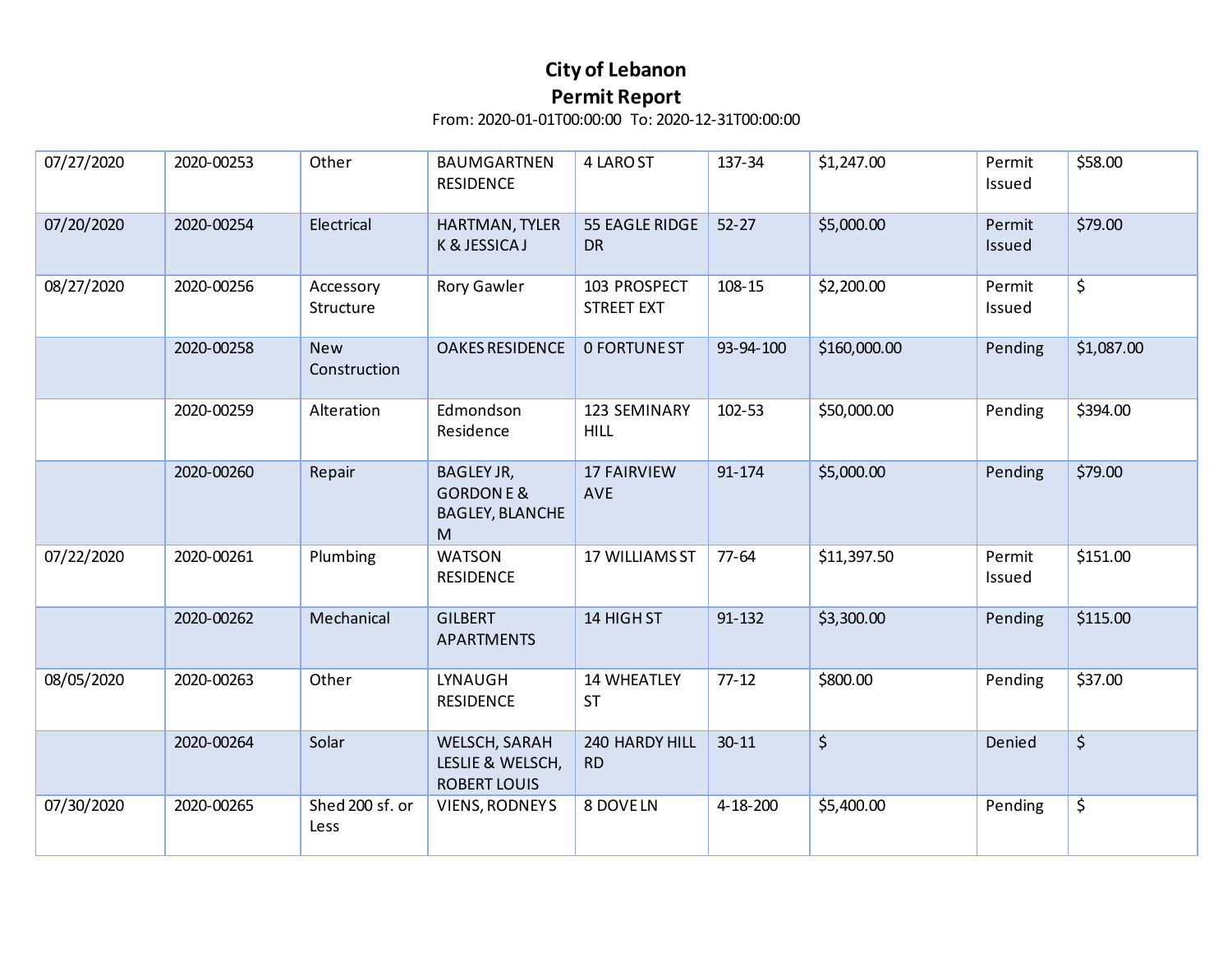# City of Lebanon
## Permit Report

From: 2020-01-01T00:00:00 To: 2020-12-31T00:00:00

| | | | | | | | | |
|---|---|---|---|---|---|---|---|---|
| 07/27/2020 | 2020-00253 | Other | BAUMGARTNEN RESIDENCE | 4 LARO ST | 137-34 | $1,247.00 | Permit Issued | $58.00 |
| 07/20/2020 | 2020-00254 | Electrical | HARTMAN, TYLER K & JESSICA J | 55 EAGLE RIDGE DR | 52-27 | $5,000.00 | Permit Issued | $79.00 |
| 08/27/2020 | 2020-00256 | Accessory Structure | Rory Gawler | 103 PROSPECT STREET EXT | 108-15 | $2,200.00 | Permit Issued | $ |
| | 2020-00258 | New Construction | OAKES RESIDENCE | 0 FORTUNE ST | 93-94-100 | $160,000.00 | Pending | $1,087.00 |
| | 2020-00259 | Alteration | Edmondson Residence | 123 SEMINARY HILL | 102-53 | $50,000.00 | Pending | $394.00 |
| | 2020-00260 | Repair | BAGLEY JR, GORDON E & BAGLEY, BLANCHE M | 17 FAIRVIEW AVE | 91-174 | $5,000.00 | Pending | $79.00 |
| 07/22/2020 | 2020-00261 | Plumbing | WATSON RESIDENCE | 17 WILLIAMS ST | 77-64 | $11,397.50 | Permit Issued | $151.00 |
| | 2020-00262 | Mechanical | GILBERT APARTMENTS | 14 HIGH ST | 91-132 | $3,300.00 | Pending | $115.00 |
| 08/05/2020 | 2020-00263 | Other | LYNAUGH RESIDENCE | 14 WHEATLEY ST | 77-12 | $800.00 | Pending | $37.00 |
| | 2020-00264 | Solar | WELSCH, SARAH LESLIE & WELSCH, ROBERT LOUIS | 240 HARDY HILL RD | 30-11 | $ | Denied | $ |
| 07/30/2020 | 2020-00265 | Shed 200 sf. or Less | VIENS, RODNEY S | 8 DOVE LN | 4-18-200 | $5,400.00 | Pending | $ |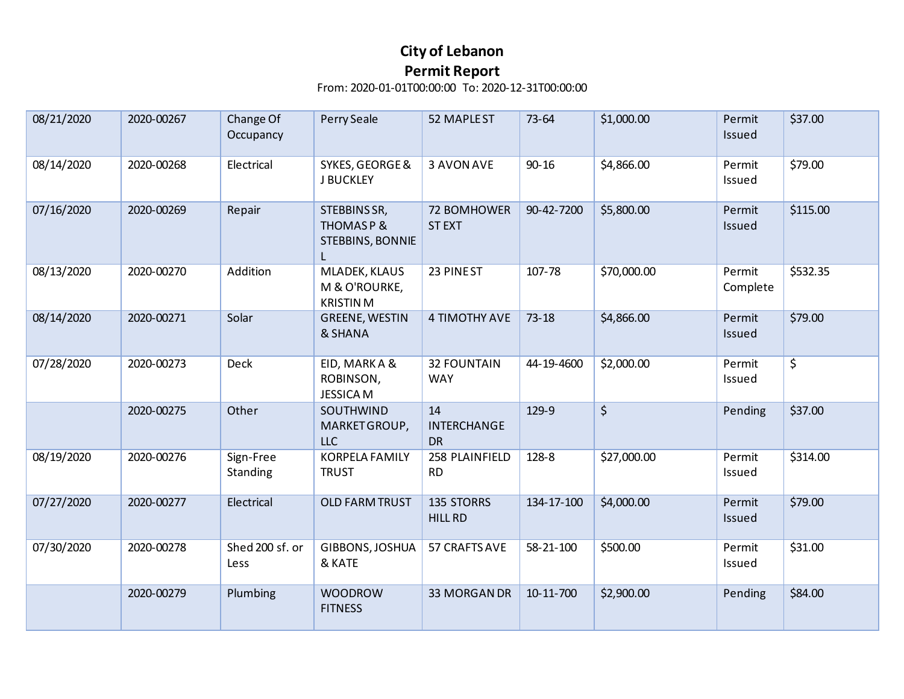# City of Lebanon
## Permit Report

From: 2020-01-01T00:00:00 To: 2020-12-31T00:00:00

| | | | | | | | | |
|---|---|---|---|---|---|---|---|---|
| 08/21/2020 | 2020-00267 | Change Of Occupancy | Perry Seale | 52 MAPLE ST | 73-64 | $1,000.00 | Permit Issued | $37.00 |
| 08/14/2020 | 2020-00268 | Electrical | SYKES, GEORGE & J BUCKLEY | 3 AVON AVE | 90-16 | $4,866.00 | Permit Issued | $79.00 |
| 07/16/2020 | 2020-00269 | Repair | STEBBINS SR, THOMAS P & STEBBINS, BONNIE L | 72 BOMHOWER ST EXT | 90-42-7200 | $5,800.00 | Permit Issued | $115.00 |
| 08/13/2020 | 2020-00270 | Addition | MLADEK, KLAUS M & O'ROURKE, KRISTIN M | 23 PINE ST | 107-78 | $70,000.00 | Permit Complete | $532.35 |
| 08/14/2020 | 2020-00271 | Solar | GREENE, WESTIN & SHANA | 4 TIMOTHY AVE | 73-18 | $4,866.00 | Permit Issued | $79.00 |
| 07/28/2020 | 2020-00273 | Deck | EID, MARK A & ROBINSON, JESSICA M | 32 FOUNTAIN WAY | 44-19-4600 | $2,000.00 | Permit Issued | $ |
| | 2020-00275 | Other | SOUTHWIND MARKET GROUP, LLC | 14 INTERCHANGE DR | 129-9 | $ | Pending | $37.00 |
| 08/19/2020 | 2020-00276 | Sign-Free Standing | KORPELA FAMILY TRUST | 258 PLAINFIELD RD | 128-8 | $27,000.00 | Permit Issued | $314.00 |
| 07/27/2020 | 2020-00277 | Electrical | OLD FARM TRUST | 135 STORRS HILL RD | 134-17-100 | $4,000.00 | Permit Issued | $79.00 |
| 07/30/2020 | 2020-00278 | Shed 200 sf. or Less | GIBBONS, JOSHUA & KATE | 57 CRAFTS AVE | 58-21-100 | $500.00 | Permit Issued | $31.00 |
| | 2020-00279 | Plumbing | WOODROW FITNESS | 33 MORGAN DR | 10-11-700 | $2,900.00 | Pending | $84.00 |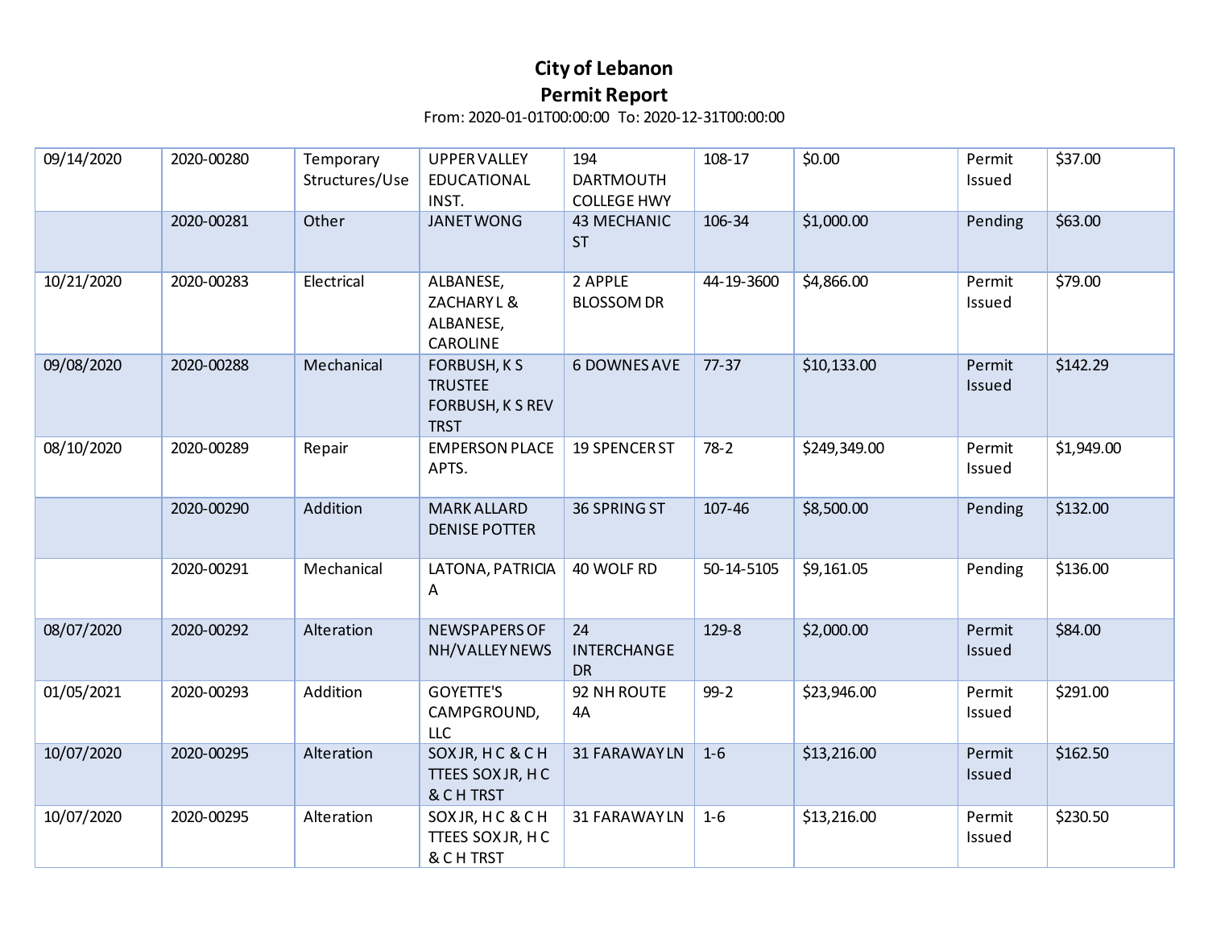# City of Lebanon
## Permit Report

From: 2020-01-01T00:00:00 To: 2020-12-31T00:00:00

| | | | | | | | | |
|---|---|---|---|---|---|---|---|---|
| 09/14/2020 | 2020-00280 | Temporary Structures/Use | UPPER VALLEY EDUCATIONAL INST. | 194 DARTMOUTH COLLEGE HWY | 108-17 | $0.00 | Permit Issued | $37.00 |
| | 2020-00281 | Other | JANET WONG | 43 MECHANIC ST | 106-34 | $1,000.00 | Pending | $63.00 |
| 10/21/2020 | 2020-00283 | Electrical | ALBANESE, ZACHARY L & ALBANESE, CAROLINE | 2 APPLE BLOSSOM DR | 44-19-3600 | $4,866.00 | Permit Issued | $79.00 |
| 09/08/2020 | 2020-00288 | Mechanical | FORBUSH, K S TRUSTEE FORBUSH, K S REV TRST | 6 DOWNES AVE | 77-37 | $10,133.00 | Permit Issued | $142.29 |
| 08/10/2020 | 2020-00289 | Repair | EMPERSON PLACE APTS. | 19 SPENCER ST | 78-2 | $249,349.00 | Permit Issued | $1,949.00 |
| | 2020-00290 | Addition | MARK ALLARD DENISE POTTER | 36 SPRING ST | 107-46 | $8,500.00 | Pending | $132.00 |
| | 2020-00291 | Mechanical | LATONA, PATRICIA A | 40 WOLF RD | 50-14-5105 | $9,161.05 | Pending | $136.00 |
| 08/07/2020 | 2020-00292 | Alteration | NEWSPAPERS OF NH/VALLEY NEWS | 24 INTERCHANGE DR | 129-8 | $2,000.00 | Permit Issued | $84.00 |
| 01/05/2021 | 2020-00293 | Addition | GOYETTE'S CAMPGROUND, LLC | 92 NH ROUTE 4A | 99-2 | $23,946.00 | Permit Issued | $291.00 |
| 10/07/2020 | 2020-00295 | Alteration | SOX JR, H C & C H TTEES SOX JR, H C & C H TRST | 31 FARAWAY LN | 1-6 | $13,216.00 | Permit Issued | $162.50 |
| 10/07/2020 | 2020-00295 | Alteration | SOX JR, H C & C H TTEES SOX JR, H C & C H TRST | 31 FARAWAY LN | 1-6 | $13,216.00 | Permit Issued | $230.50 |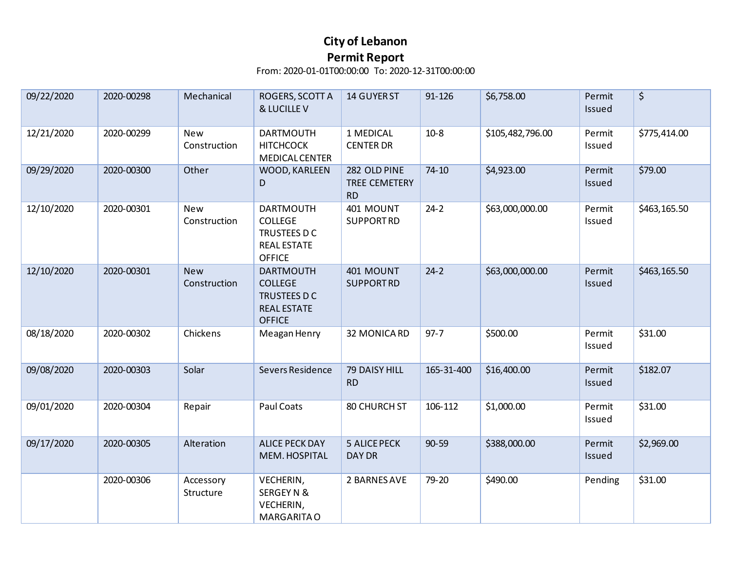# City of Lebanon

## Permit Report

From: 2020-01-01T00:00:00 To: 2020-12-31T00:00:00

| | | | | | | | | |
|---|---|---|---|---|---|---|---|---|
| 09/22/2020 | 2020-00298 | Mechanical | ROGERS, SCOTT A & LUCILLE V | 14 GUYER ST | 91-126 | $6,758.00 | Permit Issued | $ |
| 12/21/2020 | 2020-00299 | New Construction | DARTMOUTH HITCHCOCK MEDICAL CENTER | 1 MEDICAL CENTER DR | 10-8 | $105,482,796.00 | Permit Issued | $775,414.00 |
| 09/29/2020 | 2020-00300 | Other | WOOD, KARLEEN D | 282 OLD PINE TREE CEMETERY RD | 74-10 | $4,923.00 | Permit Issued | $79.00 |
| 12/10/2020 | 2020-00301 | New Construction | DARTMOUTH COLLEGE TRUSTEES D C REAL ESTATE OFFICE | 401 MOUNT SUPPORT RD | 24-2 | $63,000,000.00 | Permit Issued | $463,165.50 |
| 12/10/2020 | 2020-00301 | New Construction | DARTMOUTH COLLEGE TRUSTEES D C REAL ESTATE OFFICE | 401 MOUNT SUPPORT RD | 24-2 | $63,000,000.00 | Permit Issued | $463,165.50 |
| 08/18/2020 | 2020-00302 | Chickens | Meagan Henry | 32 MONICA RD | 97-7 | $500.00 | Permit Issued | $31.00 |
| 09/08/2020 | 2020-00303 | Solar | Severs Residence | 79 DAISY HILL RD | 165-31-400 | $16,400.00 | Permit Issued | $182.07 |
| 09/01/2020 | 2020-00304 | Repair | Paul Coats | 80 CHURCH ST | 106-112 | $1,000.00 | Permit Issued | $31.00 |
| 09/17/2020 | 2020-00305 | Alteration | ALICE PECK DAY MEM. HOSPITAL | 5 ALICE PECK DAY DR | 90-59 | $388,000.00 | Permit Issued | $2,969.00 |
| | 2020-00306 | Accessory Structure | VECHERIN, SERGEY N & VECHERIN, MARGARITA O | 2 BARNES AVE | 79-20 | $490.00 | Pending | $31.00 |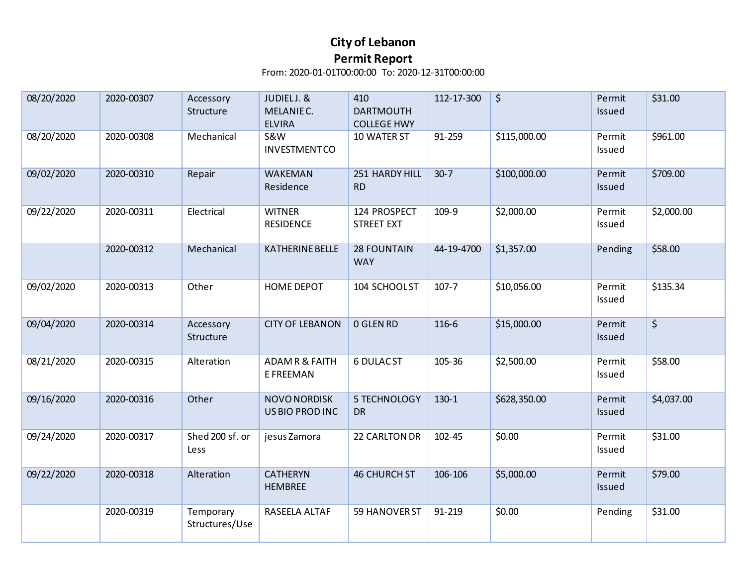**City of Lebanon**
**Permit Report**
From: 2020-01-01T00:00:00 To: 2020-12-31T00:00:00

| | | | | | | | | |
|---|---|---|---|---|---|---|---|---|
| 08/20/2020 | 2020-00307 | Accessory Structure | JUDIEL J. & MELANIE C. ELVIRA | 410 DARTMOUTH COLLEGE HWY | 112-17-300 | $ | Permit Issued | $31.00 |
| 08/20/2020 | 2020-00308 | Mechanical | S&W INVESTMENT CO | 10 WATER ST | 91-259 | $115,000.00 | Permit Issued | $961.00 |
| 09/02/2020 | 2020-00310 | Repair | WAKEMAN Residence | 251 HARDY HILL RD | 30-7 | $100,000.00 | Permit Issued | $709.00 |
| 09/22/2020 | 2020-00311 | Electrical | WITNER RESIDENCE | 124 PROSPECT STREET EXT | 109-9 | $2,000.00 | Permit Issued | $2,000.00 |
| | 2020-00312 | Mechanical | KATHERINE BELLE | 28 FOUNTAIN WAY | 44-19-4700 | $1,357.00 | Pending | $58.00 |
| 09/02/2020 | 2020-00313 | Other | HOME DEPOT | 104 SCHOOL ST | 107-7 | $10,056.00 | Permit Issued | $135.34 |
| 09/04/2020 | 2020-00314 | Accessory Structure | CITY OF LEBANON | 0 GLEN RD | 116-6 | $15,000.00 | Permit Issued | $ |
| 08/21/2020 | 2020-00315 | Alteration | ADAM R & FAITH E FREEMAN | 6 DULAC ST | 105-36 | $2,500.00 | Permit Issued | $58.00 |
| 09/16/2020 | 2020-00316 | Other | NOVO NORDISK US BIO PROD INC | 5 TECHNOLOGY DR | 130-1 | $628,350.00 | Permit Issued | $4,037.00 |
| 09/24/2020 | 2020-00317 | Shed 200 sf. or Less | jesus Zamora | 22 CARLTON DR | 102-45 | $0.00 | Permit Issued | $31.00 |
| 09/22/2020 | 2020-00318 | Alteration | CATHERYN HEMBREE | 46 CHURCH ST | 106-106 | $5,000.00 | Permit Issued | $79.00 |
| | 2020-00319 | Temporary Structures/Use | RASEELA ALTAF | 59 HANOVER ST | 91-219 | $0.00 | Pending | $31.00 |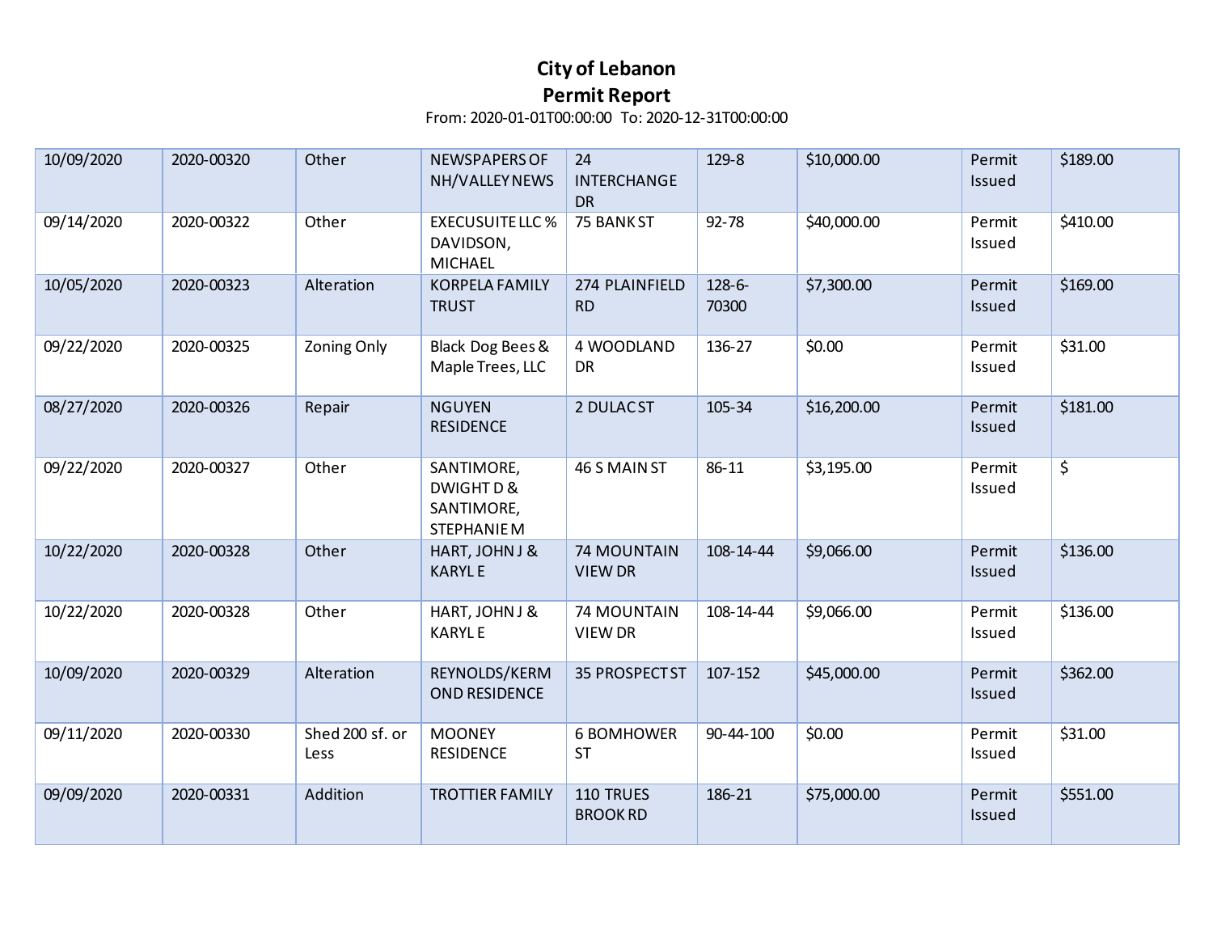# City of Lebanon
## Permit Report

From: 2020-01-01T00:00:00 To: 2020-12-31T00:00:00

| | | | | | | | | |
|---|---|---|---|---|---|---|---|---|
| 10/09/2020 | 2020-00320 | Other | NEWSPAPERS OF NH/VALLEY NEWS | 24 INTERCHANGE DR | 129-8 | $10,000.00 | Permit Issued | $189.00 |
| 09/14/2020 | 2020-00322 | Other | EXECUSUITE LLC % DAVIDSON, MICHAEL | 75 BANK ST | 92-78 | $40,000.00 | Permit Issued | $410.00 |
| 10/05/2020 | 2020-00323 | Alteration | KORPELA FAMILY TRUST | 274 PLAINFIELD RD | 128-6-70300 | $7,300.00 | Permit Issued | $169.00 |
| 09/22/2020 | 2020-00325 | Zoning Only | Black Dog Bees & Maple Trees, LLC | 4 WOODLAND DR | 136-27 | $0.00 | Permit Issued | $31.00 |
| 08/27/2020 | 2020-00326 | Repair | NGUYEN RESIDENCE | 2 DULAC ST | 105-34 | $16,200.00 | Permit Issued | $181.00 |
| 09/22/2020 | 2020-00327 | Other | SANTIMORE, DWIGHT D & SANTIMORE, STEPHANIE M | 46 S MAIN ST | 86-11 | $3,195.00 | Permit Issued | $ |
| 10/22/2020 | 2020-00328 | Other | HART, JOHN J & KARYL E | 74 MOUNTAIN VIEW DR | 108-14-44 | $9,066.00 | Permit Issued | $136.00 |
| 10/22/2020 | 2020-00328 | Other | HART, JOHN J & KARYL E | 74 MOUNTAIN VIEW DR | 108-14-44 | $9,066.00 | Permit Issued | $136.00 |
| 10/09/2020 | 2020-00329 | Alteration | REYNOLDS/KERMOND RESIDENCE | 35 PROSPECT ST | 107-152 | $45,000.00 | Permit Issued | $362.00 |
| 09/11/2020 | 2020-00330 | Shed 200 sf. or Less | MOONEY RESIDENCE | 6 BOMHOWER ST | 90-44-100 | $0.00 | Permit Issued | $31.00 |
| 09/09/2020 | 2020-00331 | Addition | TROTTIER FAMILY | 110 TRUES BROOK RD | 186-21 | $75,000.00 | Permit Issued | $551.00 |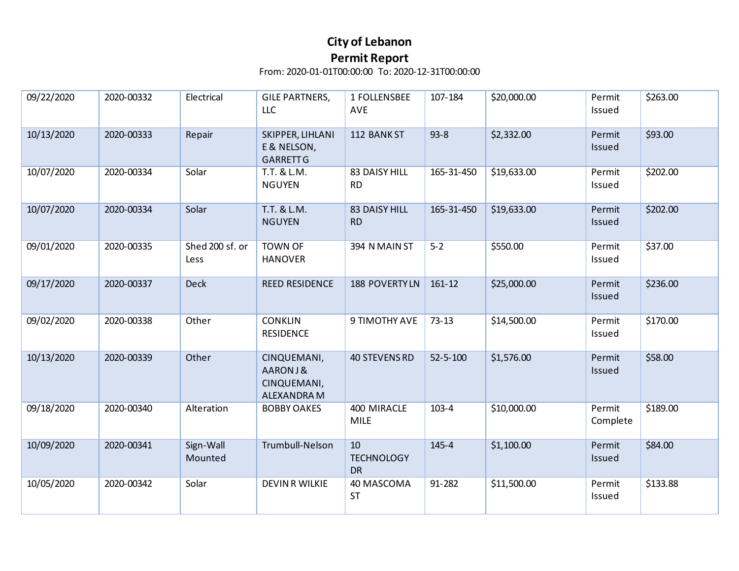# City of Lebanon
## Permit Report

From: 2020-01-01T00:00:00 To: 2020-12-31T00:00:00

| | | | | | | | | |
|---|---|---|---|---|---|---|---|---|
| 09/22/2020 | 2020-00332 | Electrical | GILE PARTNERS, LLC | 1 FOLLENSBEE AVE | 107-184 | $20,000.00 | Permit Issued | $263.00 |
| 10/13/2020 | 2020-00333 | Repair | SKIPPER, LIHLANI E & NELSON, GARRETT G | 112 BANK ST | 93-8 | $2,332.00 | Permit Issued | $93.00 |
| 10/07/2020 | 2020-00334 | Solar | T.T. & L.M. NGUYEN | 83 DAISY HILL RD | 165-31-450 | $19,633.00 | Permit Issued | $202.00 |
| 10/07/2020 | 2020-00334 | Solar | T.T. & L.M. NGUYEN | 83 DAISY HILL RD | 165-31-450 | $19,633.00 | Permit Issued | $202.00 |
| 09/01/2020 | 2020-00335 | Shed 200 sf. or Less | TOWN OF HANOVER | 394 N MAIN ST | 5-2 | $550.00 | Permit Issued | $37.00 |
| 09/17/2020 | 2020-00337 | Deck | REED RESIDENCE | 188 POVERTY LN | 161-12 | $25,000.00 | Permit Issued | $236.00 |
| 09/02/2020 | 2020-00338 | Other | CONKLIN RESIDENCE | 9 TIMOTHY AVE | 73-13 | $14,500.00 | Permit Issued | $170.00 |
| 10/13/2020 | 2020-00339 | Other | CINQUEMANI, AARON J & CINQUEMANI, ALEXANDRA M | 40 STEVENS RD | 52-5-100 | $1,576.00 | Permit Issued | $58.00 |
| 09/18/2020 | 2020-00340 | Alteration | BOBBY OAKES | 400 MIRACLE MILE | 103-4 | $10,000.00 | Permit Complete | $189.00 |
| 10/09/2020 | 2020-00341 | Sign-Wall Mounted | Trumbull-Nelson | 10 TECHNOLOGY DR | 145-4 | $1,100.00 | Permit Issued | $84.00 |
| 10/05/2020 | 2020-00342 | Solar | DEVIN R WILKIE | 40 MASCOMA ST | 91-282 | $11,500.00 | Permit Issued | $133.88 |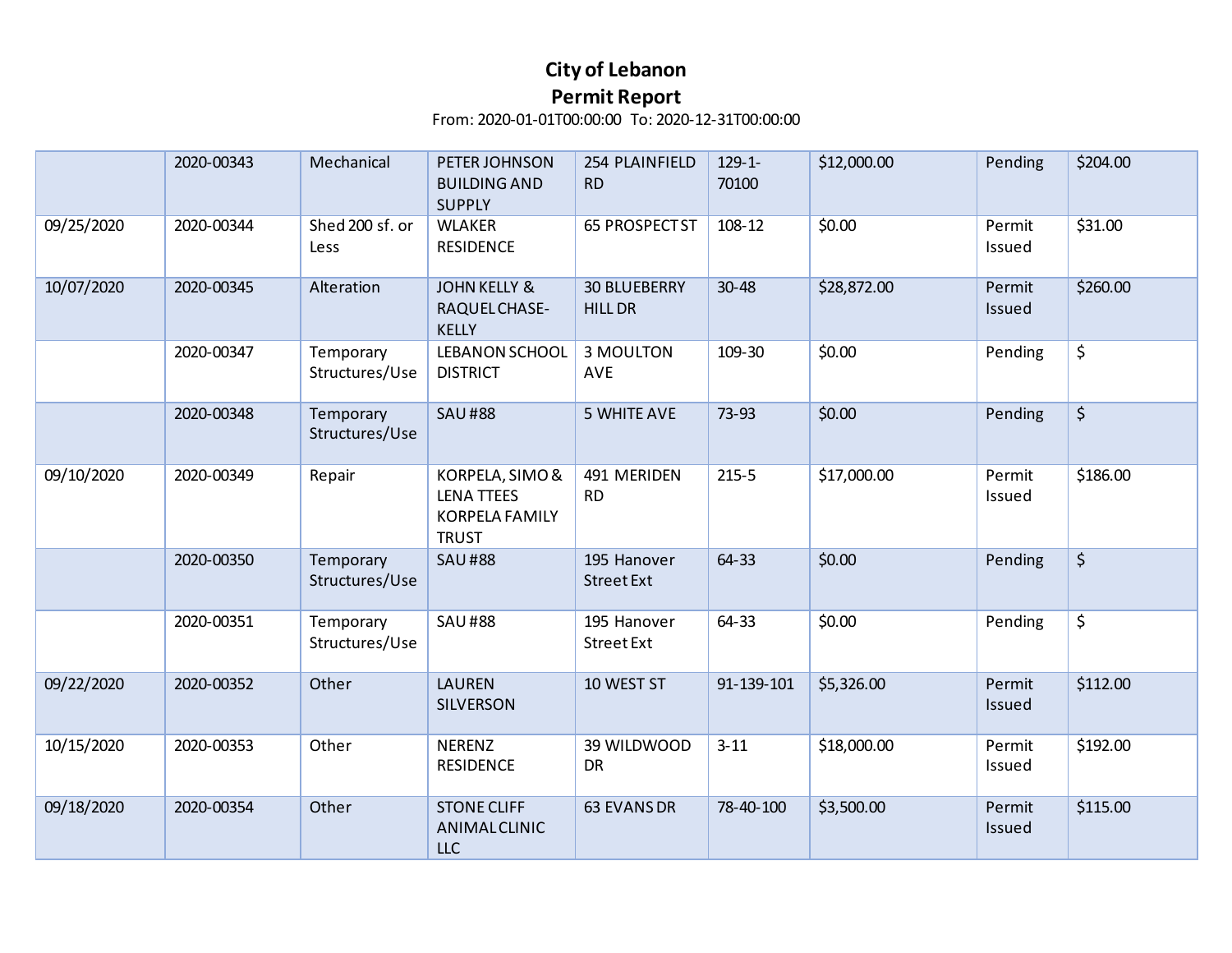# City of Lebanon

## Permit Report

From: 2020-01-01T00:00:00 To: 2020-12-31T00:00:00

| | | | | | | | | |
|---|---|---|---|---|---|---|---|---|
| | 2020-00343 | Mechanical | PETER JOHNSON BUILDING AND SUPPLY | 254 PLAINFIELD RD | 129-1-70100 | $12,000.00 | Pending | $204.00 |
| 09/25/2020 | 2020-00344 | Shed 200 sf. or Less | WLAKER RESIDENCE | 65 PROSPECT ST | 108-12 | $0.00 | Permit Issued | $31.00 |
| 10/07/2020 | 2020-00345 | Alteration | JOHN KELLY & RAQUEL CHASE-KELLY | 30 BLUEBERRY HILL DR | 30-48 | $28,872.00 | Permit Issued | $260.00 |
| | 2020-00347 | Temporary Structures/Use | LEBANON SCHOOL DISTRICT | 3 MOULTON AVE | 109-30 | $0.00 | Pending | $ |
| | 2020-00348 | Temporary Structures/Use | SAU #88 | 5 WHITE AVE | 73-93 | $0.00 | Pending | $ |
| 09/10/2020 | 2020-00349 | Repair | KORPELA, SIMO & LENA TTEES KORPELA FAMILY TRUST | 491 MERIDEN RD | 215-5 | $17,000.00 | Permit Issued | $186.00 |
| | 2020-00350 | Temporary Structures/Use | SAU #88 | 195 Hanover Street Ext | 64-33 | $0.00 | Pending | $ |
| | 2020-00351 | Temporary Structures/Use | SAU #88 | 195 Hanover Street Ext | 64-33 | $0.00 | Pending | $ |
| 09/22/2020 | 2020-00352 | Other | LAUREN SILVERSON | 10 WEST ST | 91-139-101 | $5,326.00 | Permit Issued | $112.00 |
| 10/15/2020 | 2020-00353 | Other | NERENZ RESIDENCE | 39 WILDWOOD DR | 3-11 | $18,000.00 | Permit Issued | $192.00 |
| 09/18/2020 | 2020-00354 | Other | STONE CLIFF ANIMAL CLINIC LLC | 63 EVANS DR | 78-40-100 | $3,500.00 | Permit Issued | $115.00 |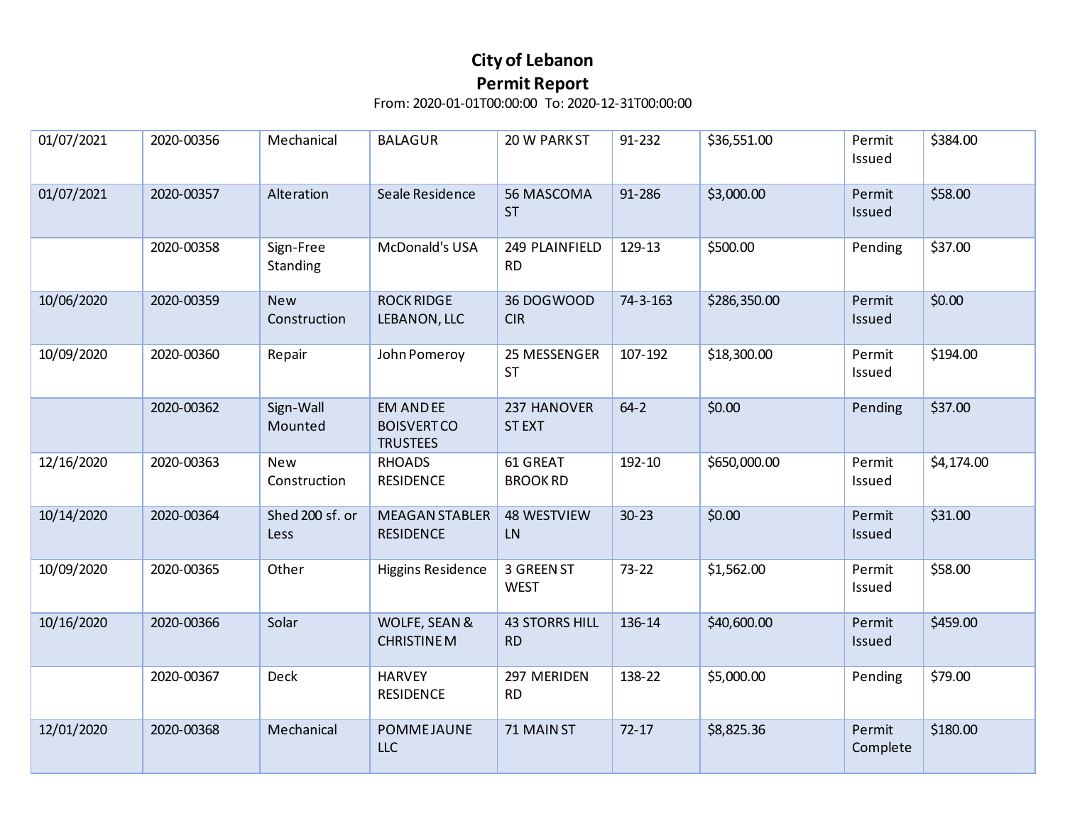**City of Lebanon**
**Permit Report**
From: 2020-01-01T00:00:00 To: 2020-12-31T00:00:00

| | | | | | | | | |
|---|---|---|---|---|---|---|---|---|
| 01/07/2021 | 2020-00356 | Mechanical | BALAGUR | 20 W PARK ST | 91-232 | $36,551.00 | Permit Issued | $384.00 |
| 01/07/2021 | 2020-00357 | Alteration | Seale Residence | 56 MASCOMA ST | 91-286 | $3,000.00 | Permit Issued | $58.00 |
| | 2020-00358 | Sign-Free Standing | McDonald's USA | 249 PLAINFIELD RD | 129-13 | $500.00 | Pending | $37.00 |
| 10/06/2020 | 2020-00359 | New Construction | ROCK RIDGE LEBANON, LLC | 36 DOGWOOD CIR | 74-3-163 | $286,350.00 | Permit Issued | $0.00 |
| 10/09/2020 | 2020-00360 | Repair | John Pomeroy | 25 MESSENGER ST | 107-192 | $18,300.00 | Permit Issued | $194.00 |
| | 2020-00362 | Sign-Wall Mounted | EM AND EE BOISVERT CO TRUSTEES | 237 HANOVER ST EXT | 64-2 | $0.00 | Pending | $37.00 |
| 12/16/2020 | 2020-00363 | New Construction | RHOADS RESIDENCE | 61 GREAT BROOK RD | 192-10 | $650,000.00 | Permit Issued | $4,174.00 |
| 10/14/2020 | 2020-00364 | Shed 200 sf. or Less | MEAGAN STABLER RESIDENCE | 48 WESTVIEW LN | 30-23 | $0.00 | Permit Issued | $31.00 |
| 10/09/2020 | 2020-00365 | Other | Higgins Residence | 3 GREEN ST WEST | 73-22 | $1,562.00 | Permit Issued | $58.00 |
| 10/16/2020 | 2020-00366 | Solar | WOLFE, SEAN & CHRISTINE M | 43 STORRS HILL RD | 136-14 | $40,600.00 | Permit Issued | $459.00 |
| | 2020-00367 | Deck | HARVEY RESIDENCE | 297 MERIDEN RD | 138-22 | $5,000.00 | Pending | $79.00 |
| 12/01/2020 | 2020-00368 | Mechanical | POMME JAUNE LLC | 71 MAIN ST | 72-17 | $8,825.36 | Permit Complete | $180.00 |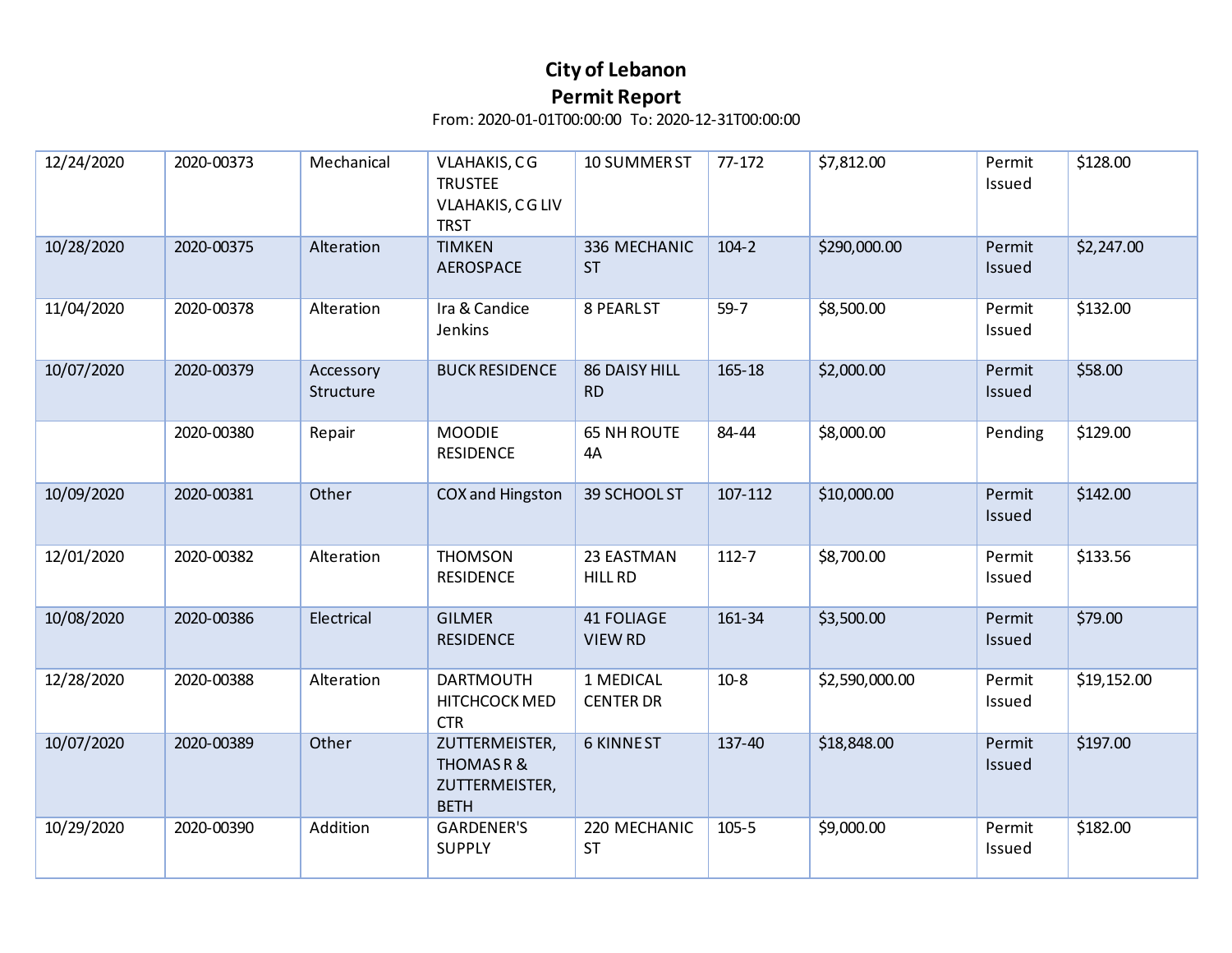# City of Lebanon
## Permit Report

From: 2020-01-01T00:00:00 To: 2020-12-31T00:00:00

| | | | | | | | | |
|---|---|---|---|---|---|---|---|---|
| 12/24/2020 | 2020-00373 | Mechanical | VLAHAKIS, C G TRUSTEE VLAHAKIS, C G LIV TRST | 10 SUMMER ST | 77-172 | $7,812.00 | Permit Issued | $128.00 |
| 10/28/2020 | 2020-00375 | Alteration | TIMKEN AEROSPACE | 336 MECHANIC ST | 104-2 | $290,000.00 | Permit Issued | $2,247.00 |
| 11/04/2020 | 2020-00378 | Alteration | Ira & Candice Jenkins | 8 PEARL ST | 59-7 | $8,500.00 | Permit Issued | $132.00 |
| 10/07/2020 | 2020-00379 | Accessory Structure | BUCK RESIDENCE | 86 DAISY HILL RD | 165-18 | $2,000.00 | Permit Issued | $58.00 |
| | 2020-00380 | Repair | MOODIE RESIDENCE | 65 NH ROUTE 4A | 84-44 | $8,000.00 | Pending | $129.00 |
| 10/09/2020 | 2020-00381 | Other | COX and Hingston | 39 SCHOOL ST | 107-112 | $10,000.00 | Permit Issued | $142.00 |
| 12/01/2020 | 2020-00382 | Alteration | THOMSON RESIDENCE | 23 EASTMAN HILL RD | 112-7 | $8,700.00 | Permit Issued | $133.56 |
| 10/08/2020 | 2020-00386 | Electrical | GILMER RESIDENCE | 41 FOLIAGE VIEW RD | 161-34 | $3,500.00 | Permit Issued | $79.00 |
| 12/28/2020 | 2020-00388 | Alteration | DARTMOUTH HITCHCOCK MED CTR | 1 MEDICAL CENTER DR | 10-8 | $2,590,000.00 | Permit Issued | $19,152.00 |
| 10/07/2020 | 2020-00389 | Other | ZUTTERMEISTER, THOMAS R & ZUTTERMEISTER, BETH | 6 KINNE ST | 137-40 | $18,848.00 | Permit Issued | $197.00 |
| 10/29/2020 | 2020-00390 | Addition | GARDENER'S SUPPLY | 220 MECHANIC ST | 105-5 | $9,000.00 | Permit Issued | $182.00 |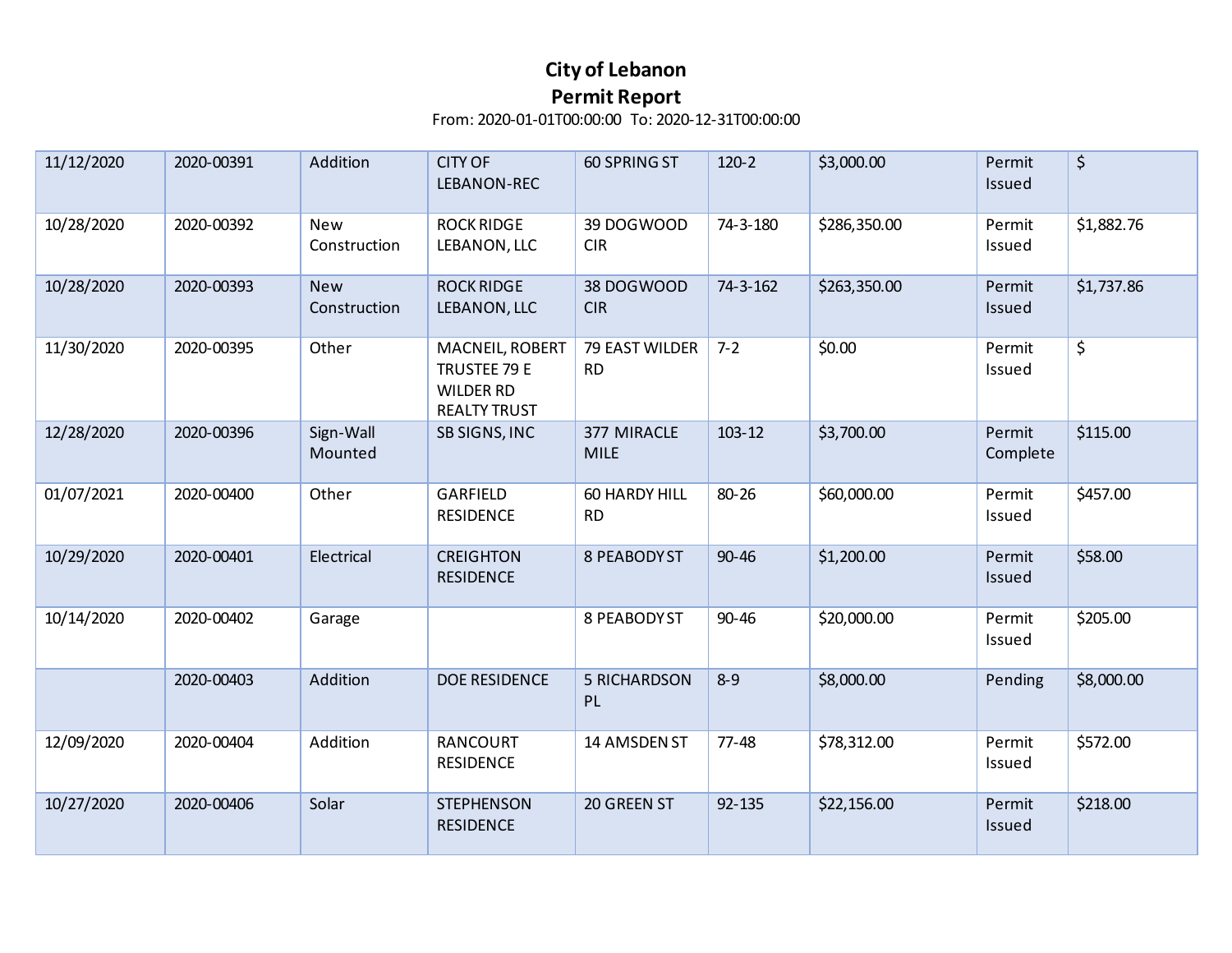# City of Lebanon
## Permit Report

From: 2020-01-01T00:00:00 To: 2020-12-31T00:00:00

| | | | | | | | | |
|---|---|---|---|---|---|---|---|---|
| 11/12/2020 | 2020-00391 | Addition | CITY OF LEBANON-REC | 60 SPRING ST | 120-2 | $3,000.00 | Permit Issued | $ |
| 10/28/2020 | 2020-00392 | New Construction | ROCK RIDGE LEBANON, LLC | 39 DOGWOOD CIR | 74-3-180 | $286,350.00 | Permit Issued | $1,882.76 |
| 10/28/2020 | 2020-00393 | New Construction | ROCK RIDGE LEBANON, LLC | 38 DOGWOOD CIR | 74-3-162 | $263,350.00 | Permit Issued | $1,737.86 |
| 11/30/2020 | 2020-00395 | Other | MACNEIL, ROBERT TRUSTEE 79 E WILDER RD REALTY TRUST | 79 EAST WILDER RD | 7-2 | $0.00 | Permit Issued | $ |
| 12/28/2020 | 2020-00396 | Sign-Wall Mounted | SB SIGNS, INC | 377 MIRACLE MILE | 103-12 | $3,700.00 | Permit Complete | $115.00 |
| 01/07/2021 | 2020-00400 | Other | GARFIELD RESIDENCE | 60 HARDY HILL RD | 80-26 | $60,000.00 | Permit Issued | $457.00 |
| 10/29/2020 | 2020-00401 | Electrical | CREIGHTON RESIDENCE | 8 PEABODY ST | 90-46 | $1,200.00 | Permit Issued | $58.00 |
| 10/14/2020 | 2020-00402 | Garage | | 8 PEABODY ST | 90-46 | $20,000.00 | Permit Issued | $205.00 |
| | 2020-00403 | Addition | DOE RESIDENCE | 5 RICHARDSON PL | 8-9 | $8,000.00 | Pending | $8,000.00 |
| 12/09/2020 | 2020-00404 | Addition | RANCOURT RESIDENCE | 14 AMSDEN ST | 77-48 | $78,312.00 | Permit Issued | $572.00 |
| 10/27/2020 | 2020-00406 | Solar | STEPHENSON RESIDENCE | 20 GREEN ST | 92-135 | $22,156.00 | Permit Issued | $218.00 |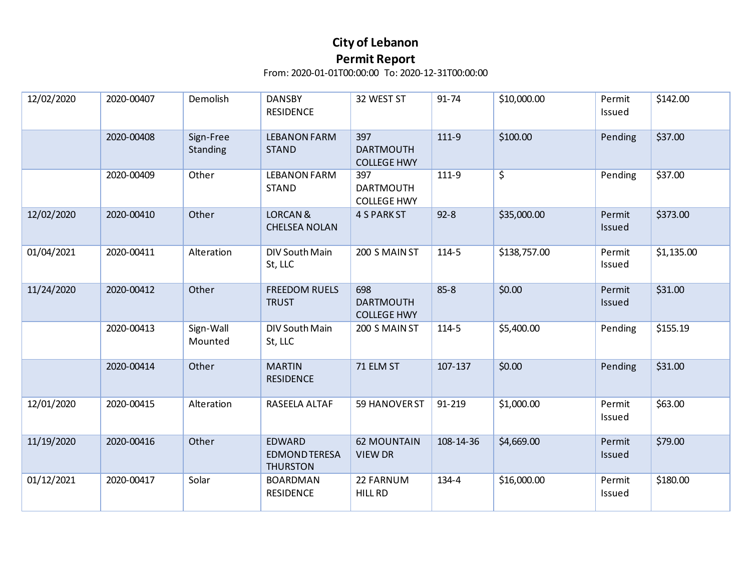# City of Lebanon
## Permit Report

From: 2020-01-01T00:00:00 To: 2020-12-31T00:00:00

| | | | | | | | | |
|---|---|---|---|---|---|---|---|---|
| 12/02/2020 | 2020-00407 | Demolish | DANSBY RESIDENCE | 32 WEST ST | 91-74 | $10,000.00 | Permit Issued | $142.00 |
| | 2020-00408 | Sign-Free Standing | LEBANON FARM STAND | 397 DARTMOUTH COLLEGE HWY | 111-9 | $100.00 | Pending | $37.00 |
| | 2020-00409 | Other | LEBANON FARM STAND | 397 DARTMOUTH COLLEGE HWY | 111-9 | $ | Pending | $37.00 |
| 12/02/2020 | 2020-00410 | Other | LORCAN & CHELSEA NOLAN | 4 S PARK ST | 92-8 | $35,000.00 | Permit Issued | $373.00 |
| 01/04/2021 | 2020-00411 | Alteration | DIV South Main St, LLC | 200 S MAIN ST | 114-5 | $138,757.00 | Permit Issued | $1,135.00 |
| 11/24/2020 | 2020-00412 | Other | FREEDOM RUELS TRUST | 698 DARTMOUTH COLLEGE HWY | 85-8 | $0.00 | Permit Issued | $31.00 |
| | 2020-00413 | Sign-Wall Mounted | DIV South Main St, LLC | 200 S MAIN ST | 114-5 | $5,400.00 | Pending | $155.19 |
| | 2020-00414 | Other | MARTIN RESIDENCE | 71 ELM ST | 107-137 | $0.00 | Pending | $31.00 |
| 12/01/2020 | 2020-00415 | Alteration | RASEELA ALTAF | 59 HANOVER ST | 91-219 | $1,000.00 | Permit Issued | $63.00 |
| 11/19/2020 | 2020-00416 | Other | EDWARD EDMOND TERESA THURSTON | 62 MOUNTAIN VIEW DR | 108-14-36 | $4,669.00 | Permit Issued | $79.00 |
| 01/12/2021 | 2020-00417 | Solar | BOARDMAN RESIDENCE | 22 FARNUM HILL RD | 134-4 | $16,000.00 | Permit Issued | $180.00 |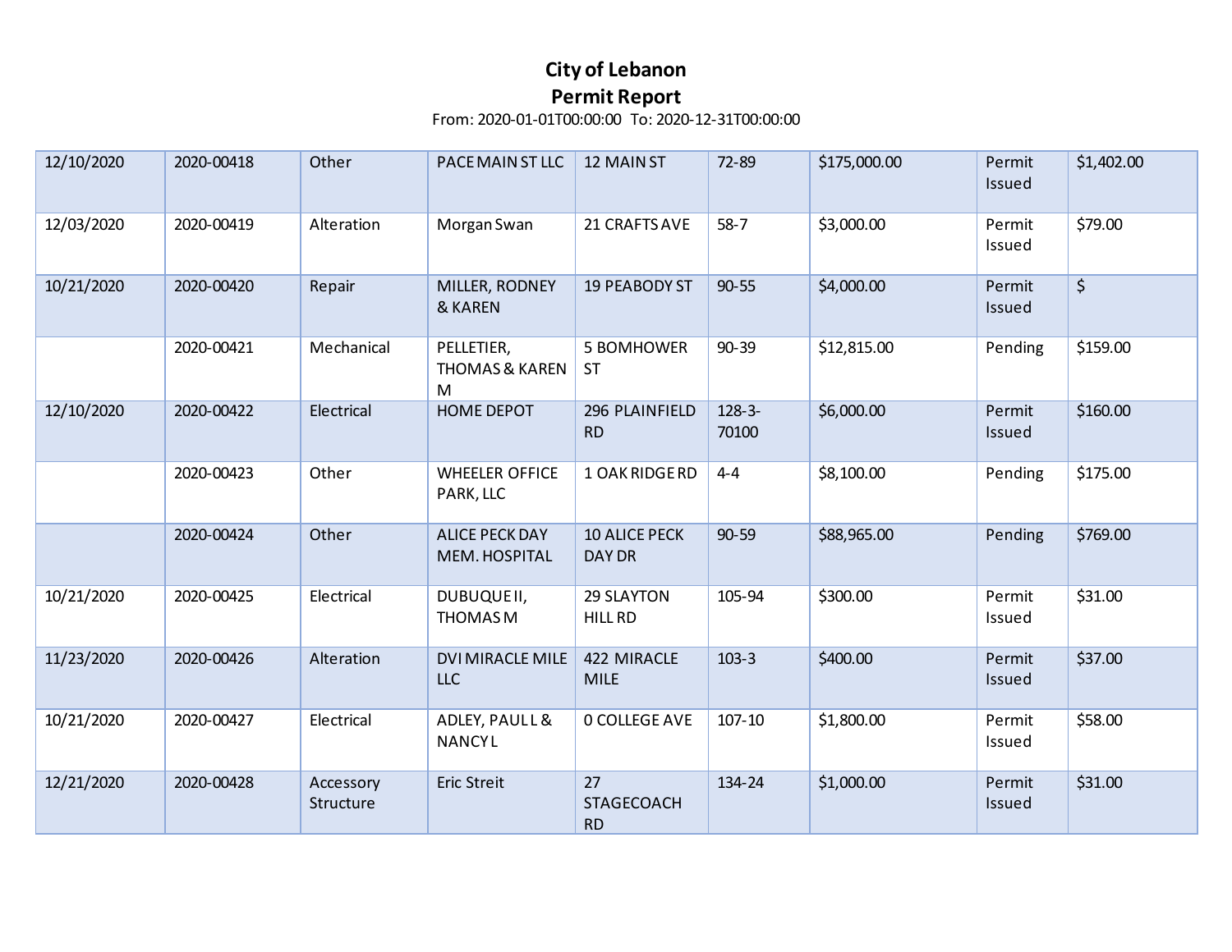# City of Lebanon

## Permit Report

From: 2020-01-01T00:00:00 To: 2020-12-31T00:00:00

| | | | | | | | | |
|---|---|---|---|---|---|---|---|---|
| 12/10/2020 | 2020-00418 | Other | PACE MAIN ST LLC | 12 MAIN ST | 72-89 | $175,000.00 | Permit Issued | $1,402.00 |
| 12/03/2020 | 2020-00419 | Alteration | Morgan Swan | 21 CRAFTS AVE | 58-7 | $3,000.00 | Permit Issued | $79.00 |
| 10/21/2020 | 2020-00420 | Repair | MILLER, RODNEY & KAREN | 19 PEABODY ST | 90-55 | $4,000.00 | Permit Issued | $ |
| | 2020-00421 | Mechanical | PELLETIER, THOMAS & KAREN M | 5 BOMHOWER ST | 90-39 | $12,815.00 | Pending | $159.00 |
| 12/10/2020 | 2020-00422 | Electrical | HOME DEPOT | 296 PLAINFIELD RD | 128-3-70100 | $6,000.00 | Permit Issued | $160.00 |
| | 2020-00423 | Other | WHEELER OFFICE PARK, LLC | 1 OAK RIDGE RD | 4-4 | $8,100.00 | Pending | $175.00 |
| | 2020-00424 | Other | ALICE PECK DAY MEM. HOSPITAL | 10 ALICE PECK DAY DR | 90-59 | $88,965.00 | Pending | $769.00 |
| 10/21/2020 | 2020-00425 | Electrical | DUBUQUE II, THOMAS M | 29 SLAYTON HILL RD | 105-94 | $300.00 | Permit Issued | $31.00 |
| 11/23/2020 | 2020-00426 | Alteration | DVI MIRACLE MILE LLC | 422 MIRACLE MILE | 103-3 | $400.00 | Permit Issued | $37.00 |
| 10/21/2020 | 2020-00427 | Electrical | ADLEY, PAUL L & NANCY L | 0 COLLEGE AVE | 107-10 | $1,800.00 | Permit Issued | $58.00 |
| 12/21/2020 | 2020-00428 | Accessory Structure | Eric Streit | 27 STAGECOACH RD | 134-24 | $1,000.00 | Permit Issued | $31.00 |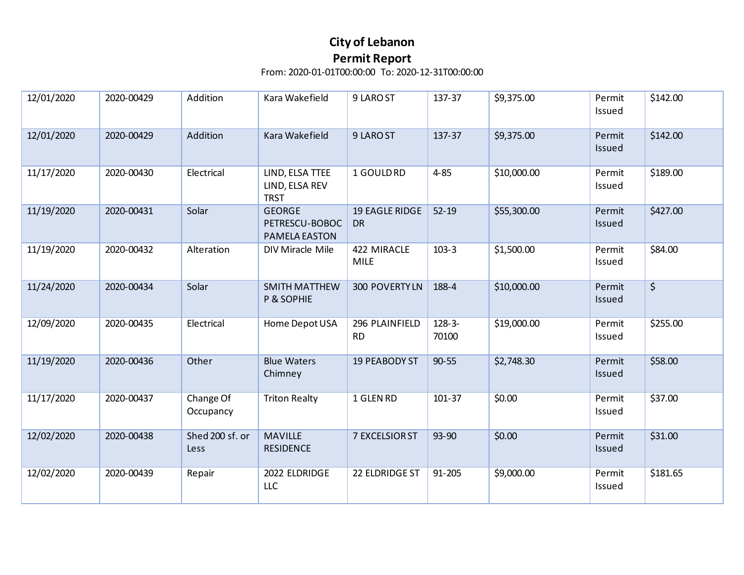# City of Lebanon
## Permit Report

From: 2020-01-01T00:00:00 To: 2020-12-31T00:00:00

| | | | | | | | | |
|---|---|---|---|---|---|---|---|---|
| 12/01/2020 | 2020-00429 | Addition | Kara Wakefield | 9 LARO ST | 137-37 | $9,375.00 | Permit Issued | $142.00 |
| 12/01/2020 | 2020-00429 | Addition | Kara Wakefield | 9 LARO ST | 137-37 | $9,375.00 | Permit Issued | $142.00 |
| 11/17/2020 | 2020-00430 | Electrical | LIND, ELSA TTEE LIND, ELSA REV TRST | 1 GOULD RD | 4-85 | $10,000.00 | Permit Issued | $189.00 |
| 11/19/2020 | 2020-00431 | Solar | GEORGE PETRESCU-BOBOC PAMELA EASTON | 19 EAGLE RIDGE DR | 52-19 | $55,300.00 | Permit Issued | $427.00 |
| 11/19/2020 | 2020-00432 | Alteration | DIV Miracle Mile | 422 MIRACLE MILE | 103-3 | $1,500.00 | Permit Issued | $84.00 |
| 11/24/2020 | 2020-00434 | Solar | SMITH MATTHEW P & SOPHIE | 300 POVERTY LN | 188-4 | $10,000.00 | Permit Issued | $ |
| 12/09/2020 | 2020-00435 | Electrical | Home Depot USA | 296 PLAINFIELD RD | 128-3-70100 | $19,000.00 | Permit Issued | $255.00 |
| 11/19/2020 | 2020-00436 | Other | Blue Waters Chimney | 19 PEABODY ST | 90-55 | $2,748.30 | Permit Issued | $58.00 |
| 11/17/2020 | 2020-00437 | Change Of Occupancy | Triton Realty | 1 GLEN RD | 101-37 | $0.00 | Permit Issued | $37.00 |
| 12/02/2020 | 2020-00438 | Shed 200 sf. or Less | MAVILLE RESIDENCE | 7 EXCELSIOR ST | 93-90 | $0.00 | Permit Issued | $31.00 |
| 12/02/2020 | 2020-00439 | Repair | 2022 ELDRIDGE LLC | 22 ELDRIDGE ST | 91-205 | $9,000.00 | Permit Issued | $181.65 |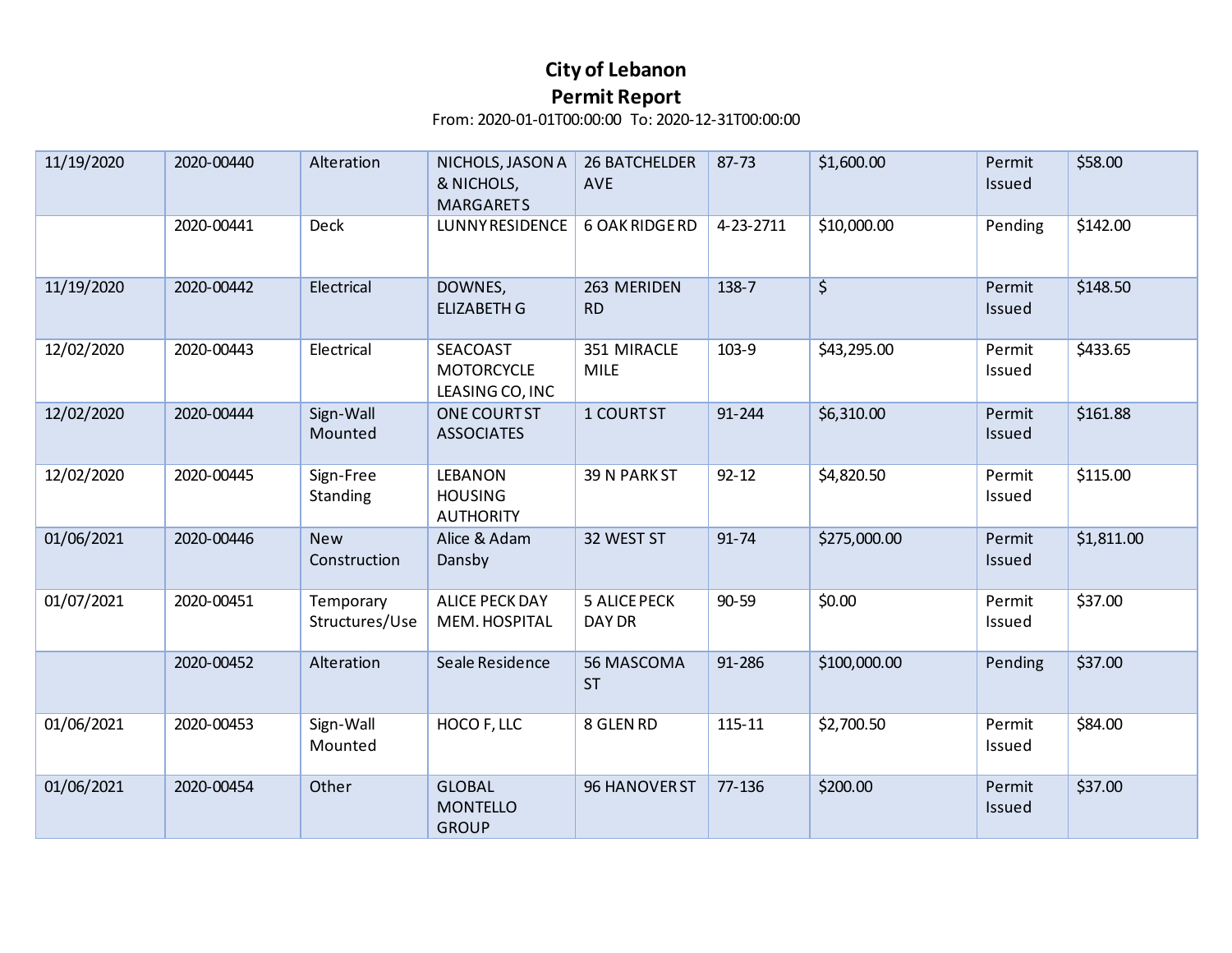# City of Lebanon
## Permit Report

From: 2020-01-01T00:00:00 To: 2020-12-31T00:00:00

| | | | | | | | | |
|---|---|---|---|---|---|---|---|---|
| 11/19/2020 | 2020-00440 | Alteration | NICHOLS, JASON A & NICHOLS, MARGARET S | 26 BATCHELDER AVE | 87-73 | $1,600.00 | Permit Issued | $58.00 |
| | 2020-00441 | Deck | LUNNY RESIDENCE | 6 OAK RIDGE RD | 4-23-2711 | $10,000.00 | Pending | $142.00 |
| 11/19/2020 | 2020-00442 | Electrical | DOWNES, ELIZABETH G | 263 MERIDEN RD | 138-7 | $ | Permit Issued | $148.50 |
| 12/02/2020 | 2020-00443 | Electrical | SEACOAST MOTORCYCLE LEASING CO, INC | 351 MIRACLE MILE | 103-9 | $43,295.00 | Permit Issued | $433.65 |
| 12/02/2020 | 2020-00444 | Sign-Wall Mounted | ONE COURT ST ASSOCIATES | 1 COURT ST | 91-244 | $6,310.00 | Permit Issued | $161.88 |
| 12/02/2020 | 2020-00445 | Sign-Free Standing | LEBANON HOUSING AUTHORITY | 39 N PARK ST | 92-12 | $4,820.50 | Permit Issued | $115.00 |
| 01/06/2021 | 2020-00446 | New Construction | Alice & Adam Dansby | 32 WEST ST | 91-74 | $275,000.00 | Permit Issued | $1,811.00 |
| 01/07/2021 | 2020-00451 | Temporary Structures/Use | ALICE PECK DAY MEM. HOSPITAL | 5 ALICE PECK DAY DR | 90-59 | $0.00 | Permit Issued | $37.00 |
| | 2020-00452 | Alteration | Seale Residence | 56 MASCOMA ST | 91-286 | $100,000.00 | Pending | $37.00 |
| 01/06/2021 | 2020-00453 | Sign-Wall Mounted | HOCO F, LLC | 8 GLEN RD | 115-11 | $2,700.50 | Permit Issued | $84.00 |
| 01/06/2021 | 2020-00454 | Other | GLOBAL MONTELLO GROUP | 96 HANOVER ST | 77-136 | $200.00 | Permit Issued | $37.00 |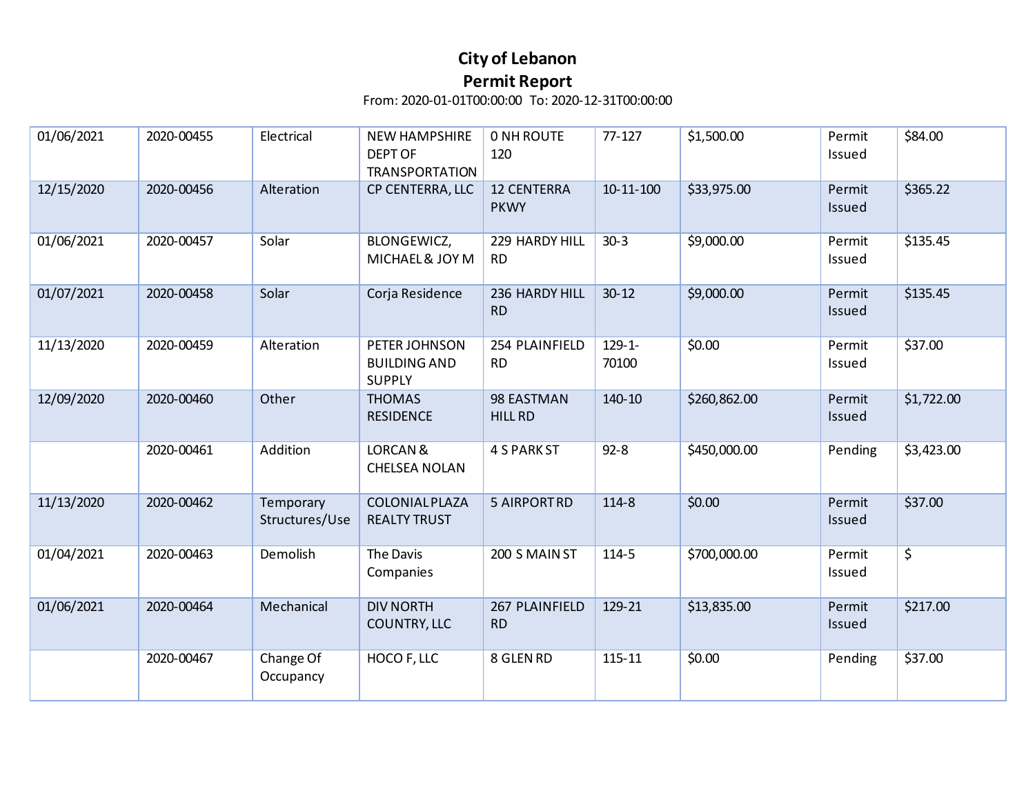# City of Lebanon
## Permit Report

From: 2020-01-01T00:00:00 To: 2020-12-31T00:00:00

| | | | | | | | | |
|---|---|---|---|---|---|---|---|---|
| 01/06/2021 | 2020-00455 | Electrical | NEW HAMPSHIRE DEPT OF TRANSPORTATION | 0 NH ROUTE 120 | 77-127 | $1,500.00 | Permit Issued | $84.00 |
| 12/15/2020 | 2020-00456 | Alteration | CP CENTERRA, LLC | 12 CENTERRA PKWY | 10-11-100 | $33,975.00 | Permit Issued | $365.22 |
| 01/06/2021 | 2020-00457 | Solar | BLONGEWICZ, MICHAEL & JOY M | 229 HARDY HILL RD | 30-3 | $9,000.00 | Permit Issued | $135.45 |
| 01/07/2021 | 2020-00458 | Solar | Corja Residence | 236 HARDY HILL RD | 30-12 | $9,000.00 | Permit Issued | $135.45 |
| 11/13/2020 | 2020-00459 | Alteration | PETER JOHNSON BUILDING AND SUPPLY | 254 PLAINFIELD RD | 129-1-70100 | $0.00 | Permit Issued | $37.00 |
| 12/09/2020 | 2020-00460 | Other | THOMAS RESIDENCE | 98 EASTMAN HILL RD | 140-10 | $260,862.00 | Permit Issued | $1,722.00 |
| | 2020-00461 | Addition | LORCAN & CHELSEA NOLAN | 4 S PARK ST | 92-8 | $450,000.00 | Pending | $3,423.00 |
| 11/13/2020 | 2020-00462 | Temporary Structures/Use | COLONIAL PLAZA REALTY TRUST | 5 AIRPORT RD | 114-8 | $0.00 | Permit Issued | $37.00 |
| 01/04/2021 | 2020-00463 | Demolish | The Davis Companies | 200 S MAIN ST | 114-5 | $700,000.00 | Permit Issued | $ |
| 01/06/2021 | 2020-00464 | Mechanical | DIV NORTH COUNTRY, LLC | 267 PLAINFIELD RD | 129-21 | $13,835.00 | Permit Issued | $217.00 |
| | 2020-00467 | Change Of Occupancy | HOCO F, LLC | 8 GLEN RD | 115-11 | $0.00 | Pending | $37.00 |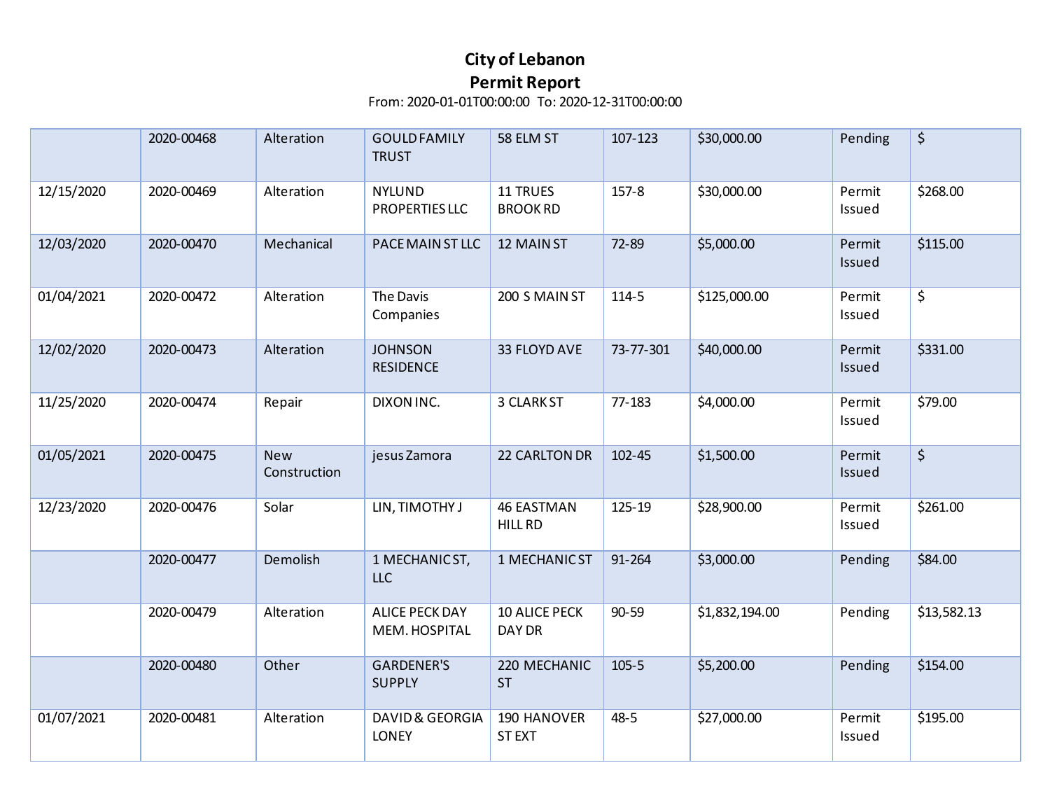# City of Lebanon
## Permit Report

From: 2020-01-01T00:00:00 To: 2020-12-31T00:00:00

| | | | | | | | | |
|---|---|---|---|---|---|---|---|---|
| | 2020-00468 | Alteration | GOULD FAMILY TRUST | 58 ELM ST | 107-123 | $30,000.00 | Pending | $ |
| 12/15/2020 | 2020-00469 | Alteration | NYLUND PROPERTIES LLC | 11 TRUES BROOK RD | 157-8 | $30,000.00 | Permit Issued | $268.00 |
| 12/03/2020 | 2020-00470 | Mechanical | PACE MAIN ST LLC | 12 MAIN ST | 72-89 | $5,000.00 | Permit Issued | $115.00 |
| 01/04/2021 | 2020-00472 | Alteration | The Davis Companies | 200 S MAIN ST | 114-5 | $125,000.00 | Permit Issued | $ |
| 12/02/2020 | 2020-00473 | Alteration | JOHNSON RESIDENCE | 33 FLOYD AVE | 73-77-301 | $40,000.00 | Permit Issued | $331.00 |
| 11/25/2020 | 2020-00474 | Repair | DIXON INC. | 3 CLARK ST | 77-183 | $4,000.00 | Permit Issued | $79.00 |
| 01/05/2021 | 2020-00475 | New Construction | jesus Zamora | 22 CARLTON DR | 102-45 | $1,500.00 | Permit Issued | $ |
| 12/23/2020 | 2020-00476 | Solar | LIN, TIMOTHY J | 46 EASTMAN HILL RD | 125-19 | $28,900.00 | Permit Issued | $261.00 |
| | 2020-00477 | Demolish | 1 MECHANIC ST, LLC | 1 MECHANIC ST | 91-264 | $3,000.00 | Pending | $84.00 |
| | 2020-00479 | Alteration | ALICE PECK DAY MEM. HOSPITAL | 10 ALICE PECK DAY DR | 90-59 | $1,832,194.00 | Pending | $13,582.13 |
| | 2020-00480 | Other | GARDENER'S SUPPLY | 220 MECHANIC ST | 105-5 | $5,200.00 | Pending | $154.00 |
| 01/07/2021 | 2020-00481 | Alteration | DAVID & GEORGIA LONEY | 190 HANOVER ST EXT | 48-5 | $27,000.00 | Permit Issued | $195.00 |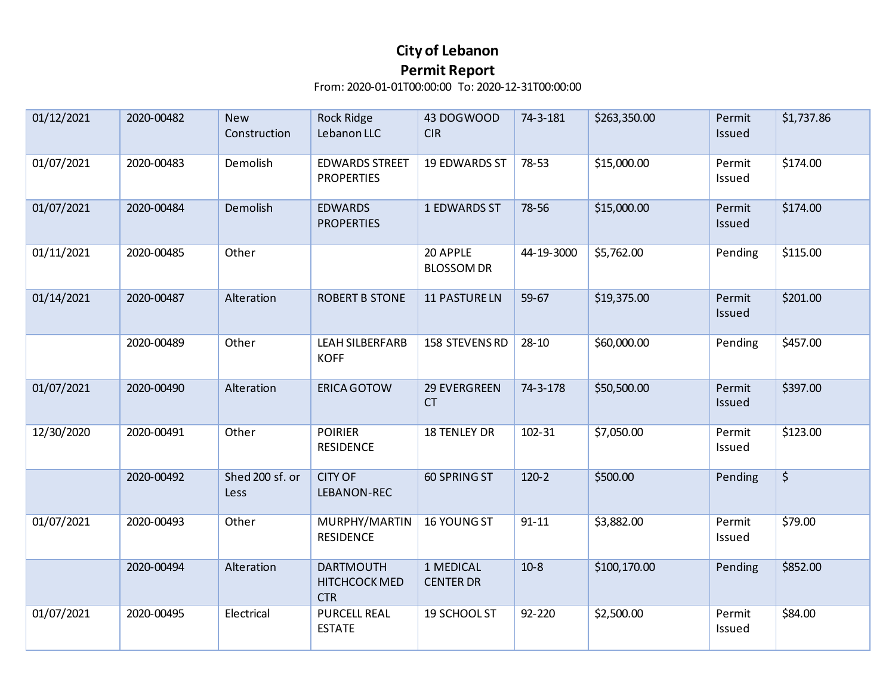# City of Lebanon
## Permit Report

From: 2020-01-01T00:00:00 To: 2020-12-31T00:00:00

| | | | | | | | | |
|---|---|---|---|---|---|---|---|---|
| 01/12/2021 | 2020-00482 | New Construction | Rock Ridge Lebanon LLC | 43 DOGWOOD CIR | 74-3-181 | $263,350.00 | Permit Issued | $1,737.86 |
| 01/07/2021 | 2020-00483 | Demolish | EDWARDS STREET PROPERTIES | 19 EDWARDS ST | 78-53 | $15,000.00 | Permit Issued | $174.00 |
| 01/07/2021 | 2020-00484 | Demolish | EDWARDS PROPERTIES | 1 EDWARDS ST | 78-56 | $15,000.00 | Permit Issued | $174.00 |
| 01/11/2021 | 2020-00485 | Other | | 20 APPLE BLOSSOM DR | 44-19-3000 | $5,762.00 | Pending | $115.00 |
| 01/14/2021 | 2020-00487 | Alteration | ROBERT B STONE | 11 PASTURE LN | 59-67 | $19,375.00 | Permit Issued | $201.00 |
| | 2020-00489 | Other | LEAH SILBERFARB KOFF | 158 STEVENS RD | 28-10 | $60,000.00 | Pending | $457.00 |
| 01/07/2021 | 2020-00490 | Alteration | ERICA GOTOW | 29 EVERGREEN CT | 74-3-178 | $50,500.00 | Permit Issued | $397.00 |
| 12/30/2020 | 2020-00491 | Other | POIRIER RESIDENCE | 18 TENLEY DR | 102-31 | $7,050.00 | Permit Issued | $123.00 |
| | 2020-00492 | Shed 200 sf. or Less | CITY OF LEBANON-REC | 60 SPRING ST | 120-2 | $500.00 | Pending | $ |
| 01/07/2021 | 2020-00493 | Other | MURPHY/MARTIN RESIDENCE | 16 YOUNG ST | 91-11 | $3,882.00 | Permit Issued | $79.00 |
| | 2020-00494 | Alteration | DARTMOUTH HITCHCOCK MED CTR | 1 MEDICAL CENTER DR | 10-8 | $100,170.00 | Pending | $852.00 |
| 01/07/2021 | 2020-00495 | Electrical | PURCELL REAL ESTATE | 19 SCHOOL ST | 92-220 | $2,500.00 | Permit Issued | $84.00 |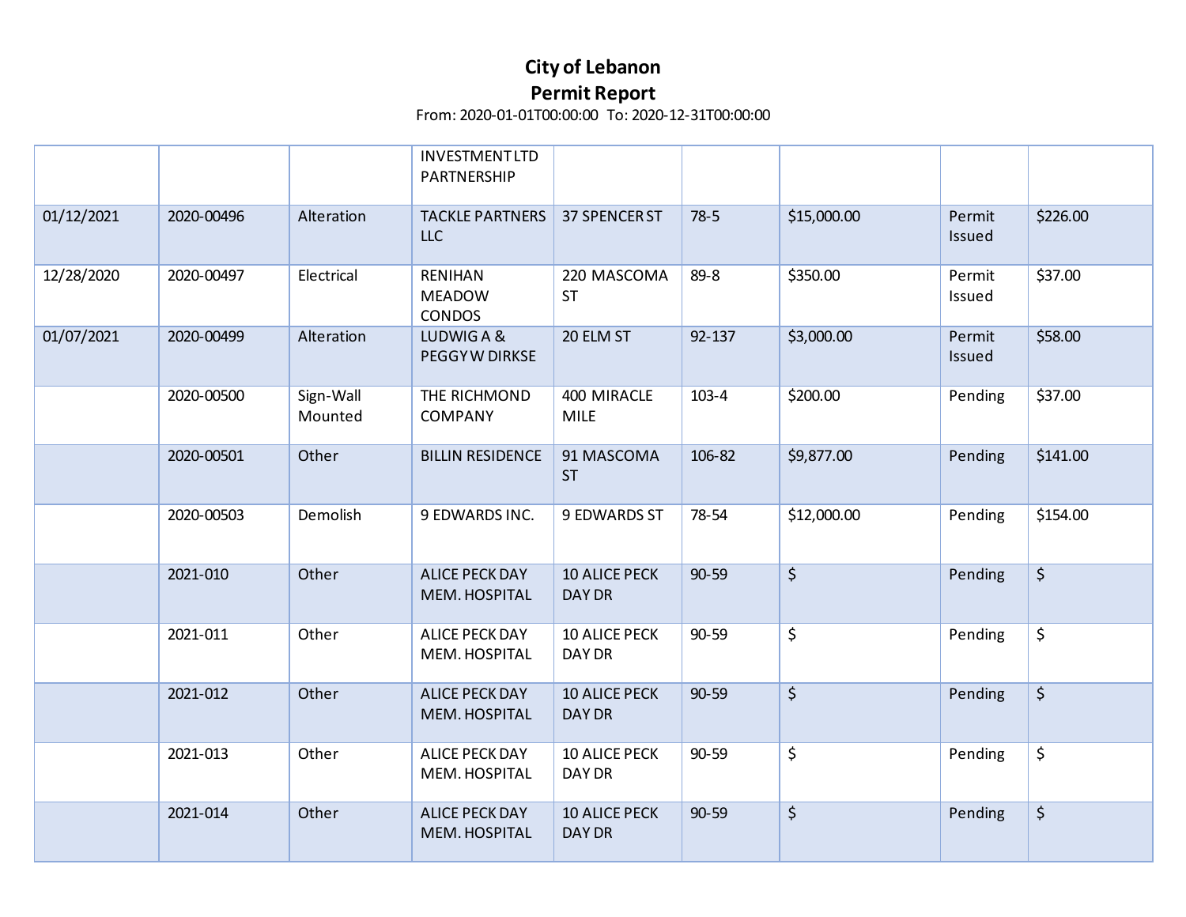# City of Lebanon
# Permit Report

From: 2020-01-01T00:00:00 To: 2020-12-31T00:00:00

| | | | | | | | | |
|---|---|---|---|---|---|---|---|---|
| | | | INVESTMENT LTD PARTNERSHIP | | | | | |
| 01/12/2021 | 2020-00496 | Alteration | TACKLE PARTNERS LLC | 37 SPENCER ST | 78-5 | $15,000.00 | Permit Issued | $226.00 |
| 12/28/2020 | 2020-00497 | Electrical | RENIHAN MEADOW CONDOS | 220 MASCOMA ST | 89-8 | $350.00 | Permit Issued | $37.00 |
| 01/07/2021 | 2020-00499 | Alteration | LUDWIG A & PEGGY W DIRKSE | 20 ELM ST | 92-137 | $3,000.00 | Permit Issued | $58.00 |
| | 2020-00500 | Sign-Wall Mounted | THE RICHMOND COMPANY | 400 MIRACLE MILE | 103-4 | $200.00 | Pending | $37.00 |
| | 2020-00501 | Other | BILLIN RESIDENCE | 91 MASCOMA ST | 106-82 | $9,877.00 | Pending | $141.00 |
| | 2020-00503 | Demolish | 9 EDWARDS INC. | 9 EDWARDS ST | 78-54 | $12,000.00 | Pending | $154.00 |
| | 2021-010 | Other | ALICE PECK DAY MEM. HOSPITAL | 10 ALICE PECK DAY DR | 90-59 | $ | Pending | $ |
| | 2021-011 | Other | ALICE PECK DAY MEM. HOSPITAL | 10 ALICE PECK DAY DR | 90-59 | $ | Pending | $ |
| | 2021-012 | Other | ALICE PECK DAY MEM. HOSPITAL | 10 ALICE PECK DAY DR | 90-59 | $ | Pending | $ |
| | 2021-013 | Other | ALICE PECK DAY MEM. HOSPITAL | 10 ALICE PECK DAY DR | 90-59 | $ | Pending | $ |
| | 2021-014 | Other | ALICE PECK DAY MEM. HOSPITAL | 10 ALICE PECK DAY DR | 90-59 | $ | Pending | $ |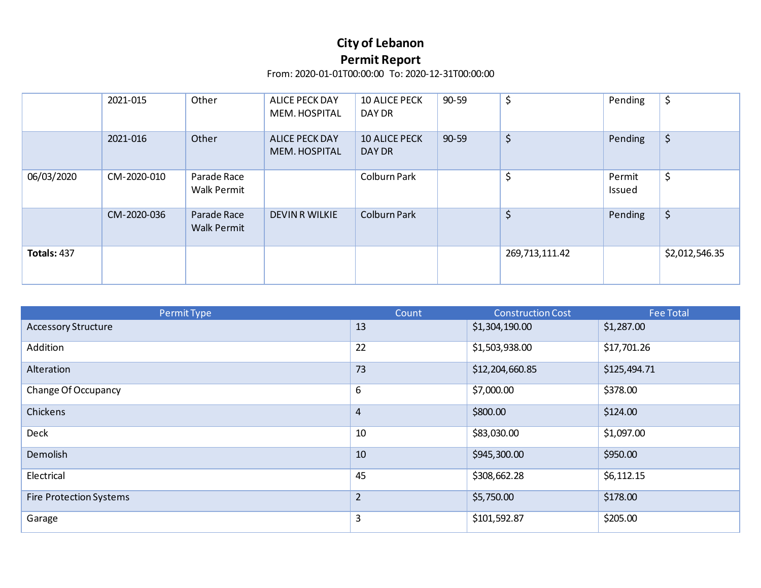# City of Lebanon
## Permit Report

From: 2020-01-01T00:00:00 To: 2020-12-31T00:00:00

| | | | | | | | | |
|---|---|---|---|---|---|---|---|---|
| | 2021-015 | Other | ALICE PECK DAY MEM. HOSPITAL | 10 ALICE PECK DAY DR | 90-59 | $ | Pending | $ |
| | 2021-016 | Other | ALICE PECK DAY MEM. HOSPITAL | 10 ALICE PECK DAY DR | 90-59 | $ | Pending | $ |
| 06/03/2020 | CM-2020-010 | Parade Race Walk Permit | | Colburn Park | | $ | Permit Issued | $ |
| | CM-2020-036 | Parade Race Walk Permit | DEVIN R WILKIE | Colburn Park | | $ | Pending | $ |
| **Totals:** 437 | | | | | | 269,713,111.42 | | $2,012,546.35 |

| Permit Type | Count | Construction Cost | Fee Total |
|---|---|---|---|
| Accessory Structure | 13 | $1,304,190.00 | $1,287.00 |
| Addition | 22 | $1,503,938.00 | $17,701.26 |
| Alteration | 73 | $12,204,660.85 | $125,494.71 |
| Change Of Occupancy | 6 | $7,000.00 | $378.00 |
| Chickens | 4 | $800.00 | $124.00 |
| Deck | 10 | $83,030.00 | $1,097.00 |
| Demolish | 10 | $945,300.00 | $950.00 |
| Electrical | 45 | $308,662.28 | $6,112.15 |
| Fire Protection Systems | 2 | $5,750.00 | $178.00 |
| Garage | 3 | $101,592.87 | $205.00 |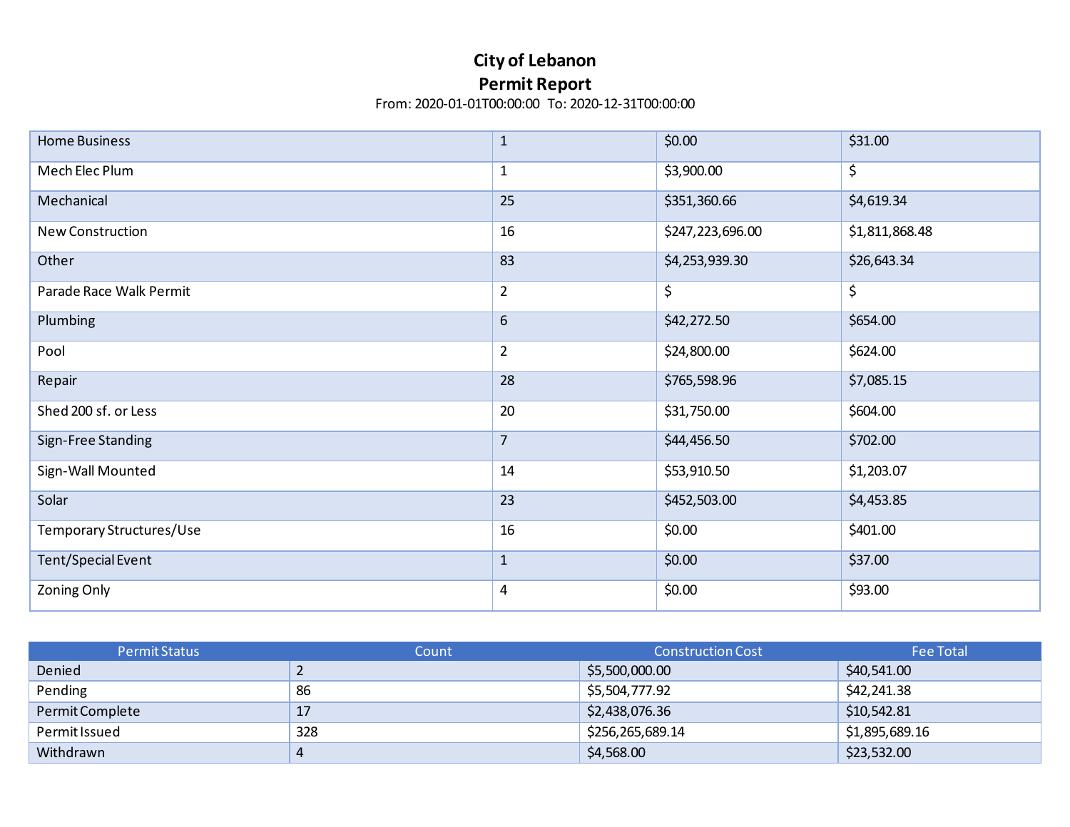**City of Lebanon**
**Permit Report**
From: 2020-01-01T00:00:00 To: 2020-12-31T00:00:00

| | | | |
|---|---|---|---|
| Home Business | 1 | $0.00 | $31.00 |
| Mech Elec Plum | 1 | $3,900.00 | $ |
| Mechanical | 25 | $351,360.66 | $4,619.34 |
| New Construction | 16 | $247,223,696.00 | $1,811,868.48 |
| Other | 83 | $4,253,939.30 | $26,643.34 |
| Parade Race Walk Permit | 2 | $ | $ |
| Plumbing | 6 | $42,272.50 | $654.00 |
| Pool | 2 | $24,800.00 | $624.00 |
| Repair | 28 | $765,598.96 | $7,085.15 |
| Shed 200 sf. or Less | 20 | $31,750.00 | $604.00 |
| Sign-Free Standing | 7 | $44,456.50 | $702.00 |
| Sign-Wall Mounted | 14 | $53,910.50 | $1,203.07 |
| Solar | 23 | $452,503.00 | $4,453.85 |
| Temporary Structures/Use | 16 | $0.00 | $401.00 |
| Tent/Special Event | 1 | $0.00 | $37.00 |
| Zoning Only | 4 | $0.00 | $93.00 |

| Permit Status | Count | Construction Cost | Fee Total |
|---|---|---|---|
| Denied | 2 | $5,500,000.00 | $40,541.00 |
| Pending | 86 | $5,504,777.92 | $42,241.38 |
| Permit Complete | 17 | $2,438,076.36 | $10,542.81 |
| Permit Issued | 328 | $256,265,689.14 | $1,895,689.16 |
| Withdrawn | 4 | $4,568.00 | $23,532.00 |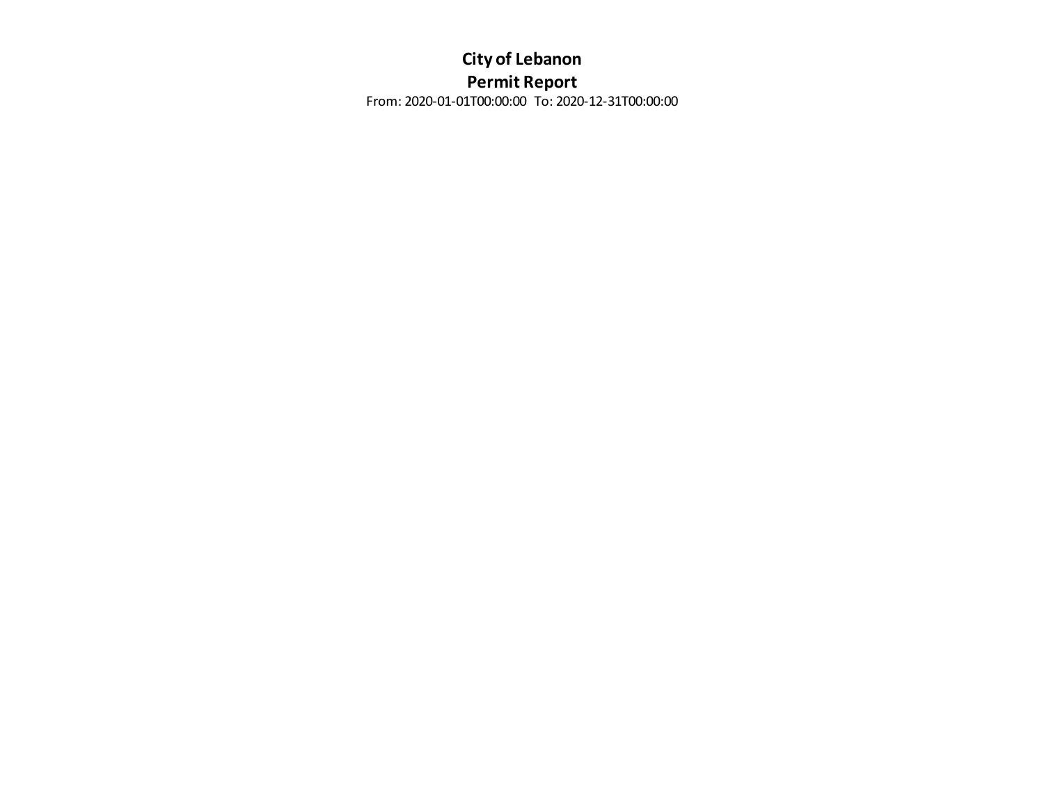# City of Lebanon

## Permit Report

From: 2020-01-01T00:00:00 To: 2020-12-31T00:00:00